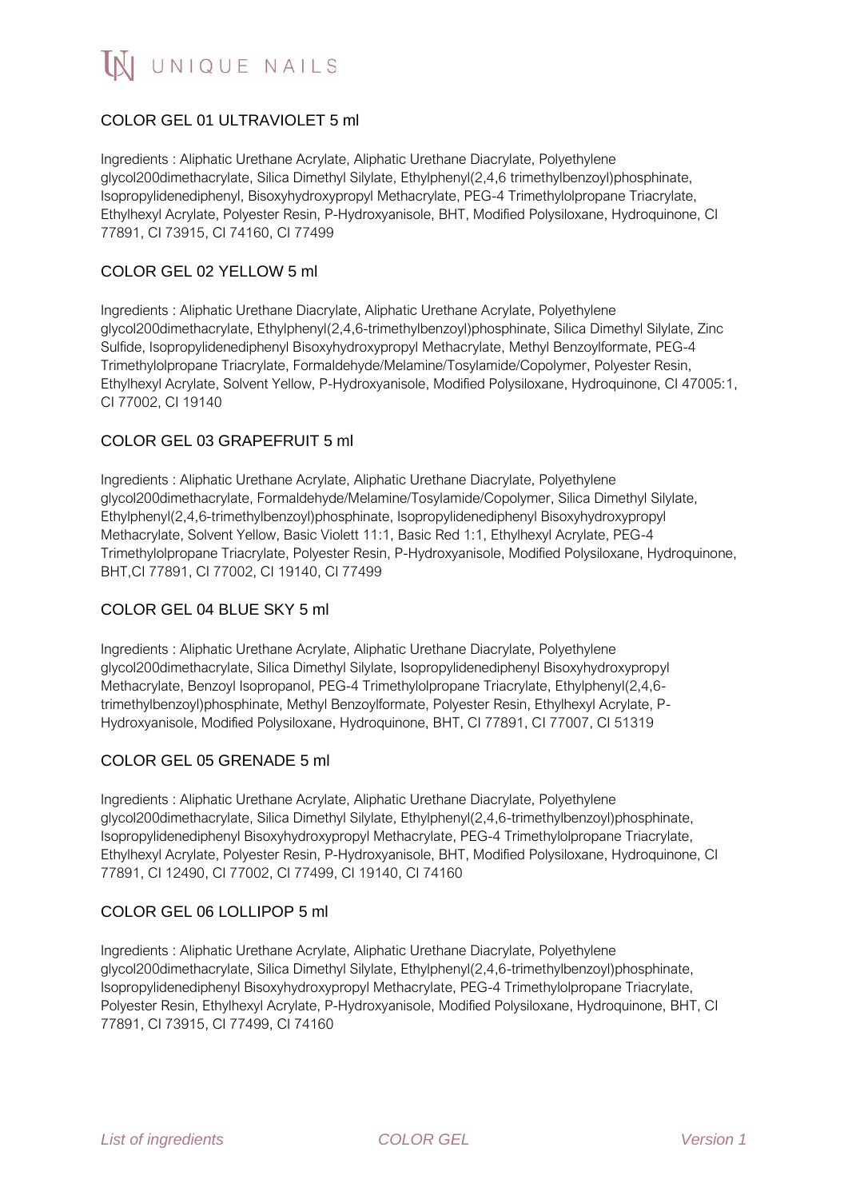## COLOR GEL 01 ULTRAVIOLET 5 ml

Ingredients : Aliphatic Urethane Acrylate, Aliphatic Urethane Diacrylate, Polyethylene glycol200dimethacrylate, Silica Dimethyl Silylate, Ethylphenyl(2,4,6 trimethylbenzoyl)phosphinate, Isopropylidenediphenyl, Bisoxyhydroxypropyl Methacrylate, PEG-4 Trimethylolpropane Triacrylate, Ethylhexyl Acrylate, Polyester Resin, P-Hydroxyanisole, BHT, Modified Polysiloxane, Hydroquinone, CI 77891, CI 73915, CI 74160, CI 77499

## COLOR GEL 02 YELLOW 5 ml

Ingredients : Aliphatic Urethane Diacrylate, Aliphatic Urethane Acrylate, Polyethylene glycol200dimethacrylate, Ethylphenyl(2,4,6-trimethylbenzoyl)phosphinate, Silica Dimethyl Silylate, Zinc Sulfide, Isopropylidenediphenyl Bisoxyhydroxypropyl Methacrylate, Methyl Benzoylformate, PEG-4 Trimethylolpropane Triacrylate, Formaldehyde/Melamine/Tosylamide/Copolymer, Polyester Resin, Ethylhexyl Acrylate, Solvent Yellow, P-Hydroxyanisole, Modified Polysiloxane, Hydroquinone, CI 47005:1, CI 77002, CI 19140

## COLOR GEL 03 GRAPEFRUIT 5 ml

Ingredients : Aliphatic Urethane Acrylate, Aliphatic Urethane Diacrylate, Polyethylene glycol200dimethacrylate, Formaldehyde/Melamine/Tosylamide/Copolymer, Silica Dimethyl Silylate, Ethylphenyl(2,4,6-trimethylbenzoyl)phosphinate, Isopropylidenediphenyl Bisoxyhydroxypropyl Methacrylate, Solvent Yellow, Basic Violett 11:1, Basic Red 1:1, Ethylhexyl Acrylate, PEG-4 Trimethylolpropane Triacrylate, Polyester Resin, P-Hydroxyanisole, Modified Polysiloxane, Hydroquinone, BHT,CI 77891, CI 77002, CI 19140, CI 77499

## COLOR GEL 04 BLUE SKY 5 ml

Ingredients : Aliphatic Urethane Acrylate, Aliphatic Urethane Diacrylate, Polyethylene glycol200dimethacrylate, Silica Dimethyl Silylate, Isopropylidenediphenyl Bisoxyhydroxypropyl Methacrylate, Benzoyl Isopropanol, PEG-4 Trimethylolpropane Triacrylate, Ethylphenyl(2,4,6-trimethylbenzoyl)phosphinate, Methyl Benzoylformate, Polyester Resin, Ethylhexyl Acrylate, P-Hydroxyanisole, Modified Polysiloxane, Hydroquinone, BHT, CI 77891, CI 77007, CI 51319

## COLOR GEL 05 GRENADE 5 ml

Ingredients : Aliphatic Urethane Acrylate, Aliphatic Urethane Diacrylate, Polyethylene glycol200dimethacrylate, Silica Dimethyl Silylate, Ethylphenyl(2,4,6-trimethylbenzoyl)phosphinate, Isopropylidenediphenyl Bisoxyhydroxypropyl Methacrylate, PEG-4 Trimethylolpropane Triacrylate, Ethylhexyl Acrylate, Polyester Resin, P-Hydroxyanisole, BHT, Modified Polysiloxane, Hydroquinone, CI 77891, CI 12490, CI 77002, CI 77499, CI 19140, CI 74160

## COLOR GEL 06 LOLLIPOP 5 ml

Ingredients : Aliphatic Urethane Acrylate, Aliphatic Urethane Diacrylate, Polyethylene glycol200dimethacrylate, Silica Dimethyl Silylate, Ethylphenyl(2,4,6-trimethylbenzoyl)phosphinate, Isopropylidenediphenyl Bisoxyhydroxypropyl Methacrylate, PEG-4 Trimethylolpropane Triacrylate, Polyester Resin, Ethylhexyl Acrylate, P-Hydroxyanisole, Modified Polysiloxane, Hydroquinone, BHT, CI 77891, CI 73915, CI 77499, CI 74160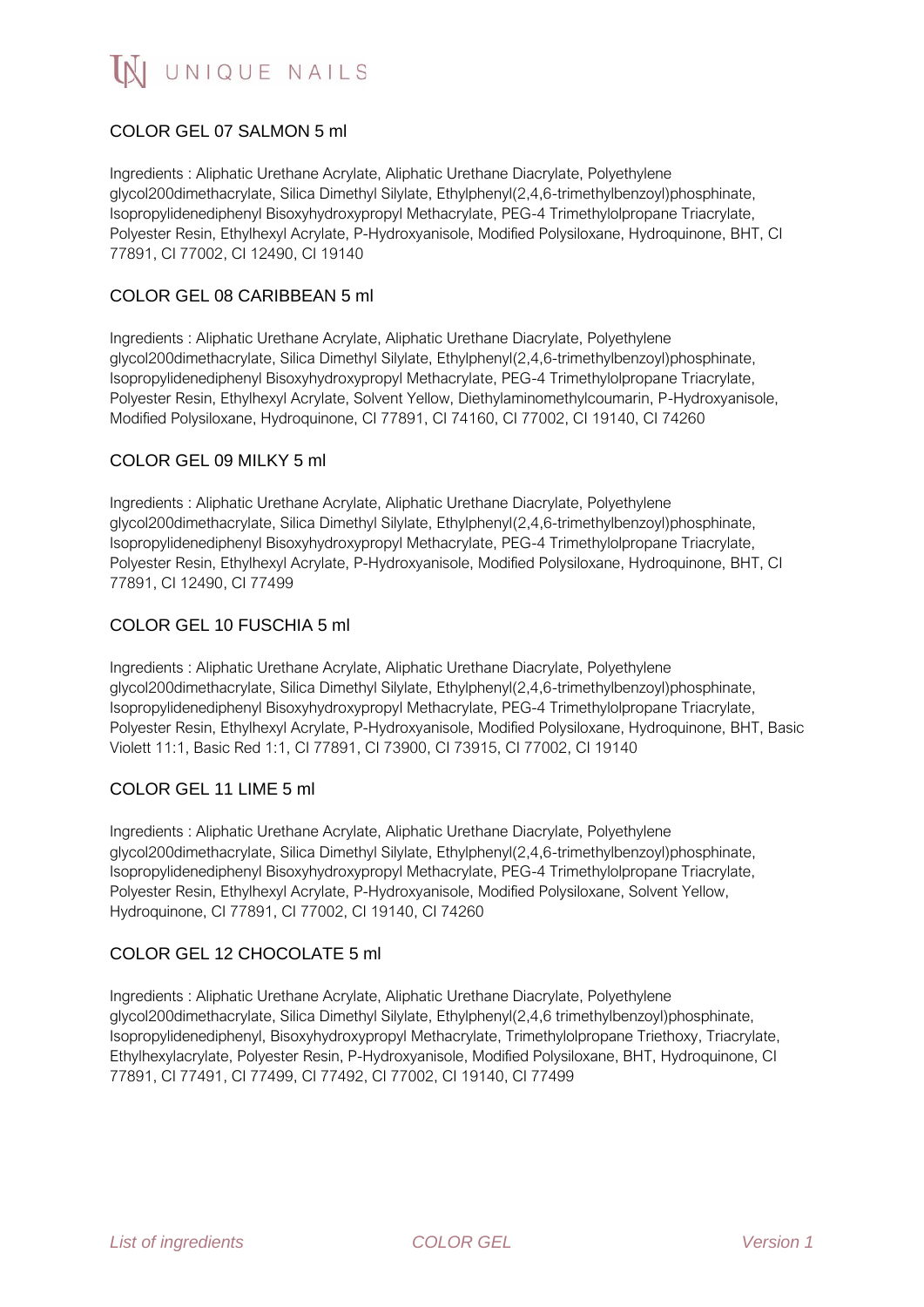## COLOR GEL 07 SALMON 5 ml

Ingredients : Aliphatic Urethane Acrylate, Aliphatic Urethane Diacrylate, Polyethylene glycol200dimethacrylate, Silica Dimethyl Silylate, Ethylphenyl(2,4,6-trimethylbenzoyl)phosphinate, Isopropylidenediphenyl Bisoxyhydroxypropyl Methacrylate, PEG-4 Trimethylolpropane Triacrylate, Polyester Resin, Ethylhexyl Acrylate, P-Hydroxyanisole, Modified Polysiloxane, Hydroquinone, BHT, CI 77891, CI 77002, CI 12490, CI 19140

## COLOR GEL 08 CARIBBEAN 5 ml

Ingredients : Aliphatic Urethane Acrylate, Aliphatic Urethane Diacrylate, Polyethylene glycol200dimethacrylate, Silica Dimethyl Silylate, Ethylphenyl(2,4,6-trimethylbenzoyl)phosphinate, Isopropylidenediphenyl Bisoxyhydroxypropyl Methacrylate, PEG-4 Trimethylolpropane Triacrylate, Polyester Resin, Ethylhexyl Acrylate, Solvent Yellow, Diethylaminomethylcoumarin, P-Hydroxyanisole, Modified Polysiloxane, Hydroquinone, CI 77891, CI 74160, CI 77002, CI 19140, CI 74260

## COLOR GEL 09 MILKY 5 ml

Ingredients : Aliphatic Urethane Acrylate, Aliphatic Urethane Diacrylate, Polyethylene glycol200dimethacrylate, Silica Dimethyl Silylate, Ethylphenyl(2,4,6-trimethylbenzoyl)phosphinate, Isopropylidenediphenyl Bisoxyhydroxypropyl Methacrylate, PEG-4 Trimethylolpropane Triacrylate, Polyester Resin, Ethylhexyl Acrylate, P-Hydroxyanisole, Modified Polysiloxane, Hydroquinone, BHT, CI 77891, CI 12490, CI 77499

## COLOR GEL 10 FUSCHIA 5 ml

Ingredients : Aliphatic Urethane Acrylate, Aliphatic Urethane Diacrylate, Polyethylene glycol200dimethacrylate, Silica Dimethyl Silylate, Ethylphenyl(2,4,6-trimethylbenzoyl)phosphinate, Isopropylidenediphenyl Bisoxyhydroxypropyl Methacrylate, PEG-4 Trimethylolpropane Triacrylate, Polyester Resin, Ethylhexyl Acrylate, P-Hydroxyanisole, Modified Polysiloxane, Hydroquinone, BHT, Basic Violett 11:1, Basic Red 1:1, CI 77891, CI 73900, CI 73915, CI 77002, CI 19140

## COLOR GEL 11 LIME 5 ml

Ingredients : Aliphatic Urethane Acrylate, Aliphatic Urethane Diacrylate, Polyethylene glycol200dimethacrylate, Silica Dimethyl Silylate, Ethylphenyl(2,4,6-trimethylbenzoyl)phosphinate, Isopropylidenediphenyl Bisoxyhydroxypropyl Methacrylate, PEG-4 Trimethylolpropane Triacrylate, Polyester Resin, Ethylhexyl Acrylate, P-Hydroxyanisole, Modified Polysiloxane, Solvent Yellow, Hydroquinone, CI 77891, CI 77002, CI 19140, CI 74260

## COLOR GEL 12 CHOCOLATE 5 ml

Ingredients : Aliphatic Urethane Acrylate, Aliphatic Urethane Diacrylate, Polyethylene glycol200dimethacrylate, Silica Dimethyl Silylate, Ethylphenyl(2,4,6 trimethylbenzoyl)phosphinate, Isopropylidenediphenyl, Bisoxyhydroxypropyl Methacrylate, Trimethylolpropane Triethoxy, Triacrylate, Ethylhexylacrylate, Polyester Resin, P-Hydroxyanisole, Modified Polysiloxane, BHT, Hydroquinone, CI 77891, CI 77491, CI 77499, CI 77492, CI 77002, CI 19140, CI 77499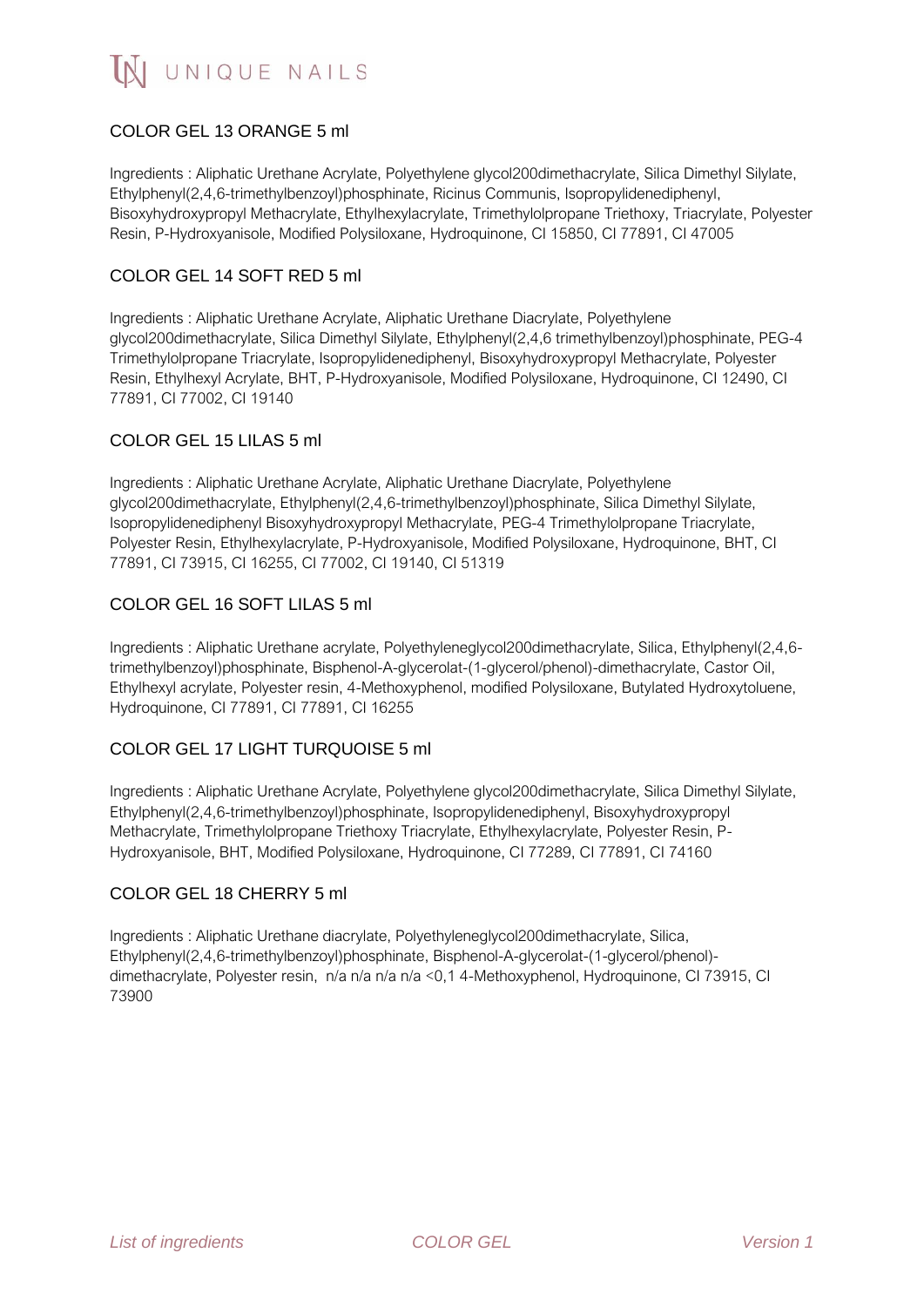## COLOR GEL 13 ORANGE 5 ml

Ingredients : Aliphatic Urethane Acrylate, Polyethylene glycol200dimethacrylate, Silica Dimethyl Silylate, Ethylphenyl(2,4,6-trimethylbenzoyl)phosphinate, Ricinus Communis, Isopropylidenediphenyl, Bisoxyhydroxypropyl Methacrylate, Ethylhexylacrylate, Trimethylolpropane Triethoxy, Triacrylate, Polyester Resin, P-Hydroxyanisole, Modified Polysiloxane, Hydroquinone, CI 15850, CI 77891, CI 47005

## COLOR GEL 14 SOFT RED 5 ml

Ingredients : Aliphatic Urethane Acrylate, Aliphatic Urethane Diacrylate, Polyethylene glycol200dimethacrylate, Silica Dimethyl Silylate, Ethylphenyl(2,4,6 trimethylbenzoyl)phosphinate, PEG-4 Trimethylolpropane Triacrylate, Isopropylidenediphenyl, Bisoxyhydroxypropyl Methacrylate, Polyester Resin, Ethylhexyl Acrylate, BHT, P-Hydroxyanisole, Modified Polysiloxane, Hydroquinone, CI 12490, CI 77891, CI 77002, CI 19140

## COLOR GEL 15 LILAS 5 ml

Ingredients : Aliphatic Urethane Acrylate, Aliphatic Urethane Diacrylate, Polyethylene glycol200dimethacrylate, Ethylphenyl(2,4,6-trimethylbenzoyl)phosphinate, Silica Dimethyl Silylate, Isopropylidenediphenyl Bisoxyhydroxypropyl Methacrylate, PEG-4 Trimethylolpropane Triacrylate, Polyester Resin, Ethylhexylacrylate, P-Hydroxyanisole, Modified Polysiloxane, Hydroquinone, BHT, CI 77891, CI 73915, CI 16255, CI 77002, CI 19140, CI 51319

## COLOR GEL 16 SOFT LILAS 5 ml

Ingredients : Aliphatic Urethane acrylate, Polyethyleneglycol200dimethacrylate, Silica, Ethylphenyl(2,4,6-trimethylbenzoyl)phosphinate, Bisphenol-A-glycerolat-(1-glycerol/phenol)-dimethacrylate, Castor Oil, Ethylhexyl acrylate, Polyester resin, 4-Methoxyphenol, modified Polysiloxane, Butylated Hydroxytoluene, Hydroquinone, CI 77891, CI 77891, CI 16255

## COLOR GEL 17 LIGHT TURQUOISE 5 ml

Ingredients : Aliphatic Urethane Acrylate, Polyethylene glycol200dimethacrylate, Silica Dimethyl Silylate, Ethylphenyl(2,4,6-trimethylbenzoyl)phosphinate, Isopropylidenediphenyl, Bisoxyhydroxypropyl Methacrylate, Trimethylolpropane Triethoxy Triacrylate, Ethylhexylacrylate, Polyester Resin, P-Hydroxyanisole, BHT, Modified Polysiloxane, Hydroquinone, CI 77289, CI 77891, CI 74160

## COLOR GEL 18 CHERRY 5 ml

Ingredients : Aliphatic Urethane diacrylate, Polyethyleneglycol200dimethacrylate, Silica, Ethylphenyl(2,4,6-trimethylbenzoyl)phosphinate, Bisphenol-A-glycerolat-(1-glycerol/phenol)-dimethacrylate, Polyester resin, n/a n/a n/a n/a <0,1 4-Methoxyphenol, Hydroquinone, CI 73915, CI 73900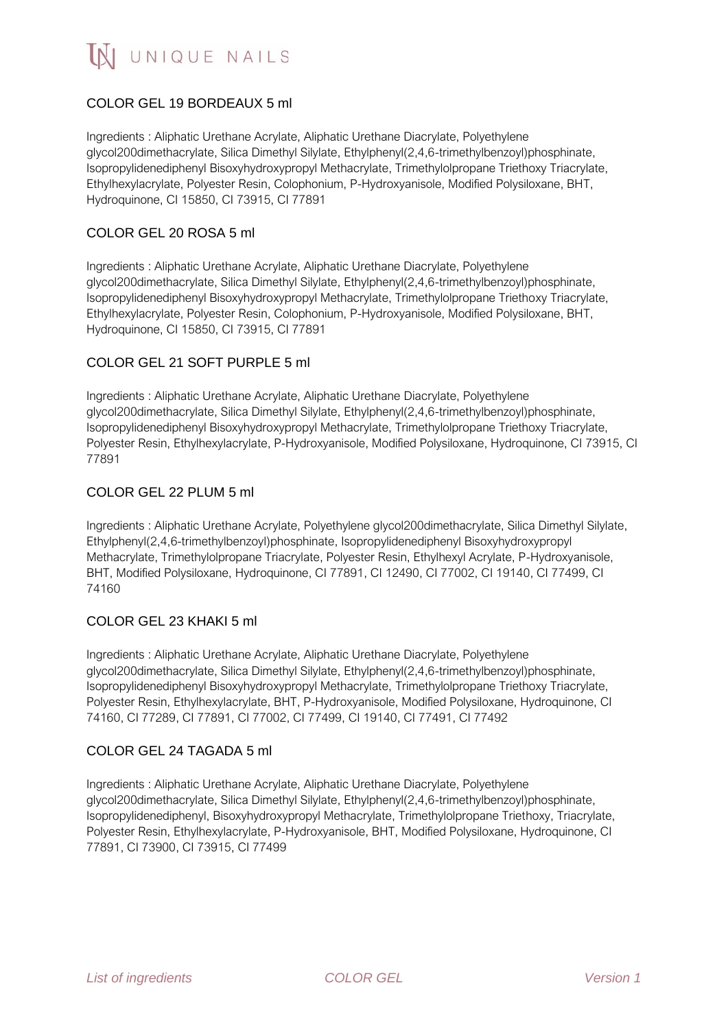## COLOR GEL 19 BORDEAUX 5 ml

Ingredients : Aliphatic Urethane Acrylate, Aliphatic Urethane Diacrylate, Polyethylene glycol200dimethacrylate, Silica Dimethyl Silylate, Ethylphenyl(2,4,6-trimethylbenzoyl)phosphinate, Isopropylidenediphenyl Bisoxyhydroxypropyl Methacrylate, Trimethylolpropane Triethoxy Triacrylate, Ethylhexylacrylate, Polyester Resin, Colophonium, P-Hydroxyanisole, Modified Polysiloxane, BHT, Hydroquinone, CI 15850, CI 73915, CI 77891

## COLOR GEL 20 ROSA 5 ml

Ingredients : Aliphatic Urethane Acrylate, Aliphatic Urethane Diacrylate, Polyethylene glycol200dimethacrylate, Silica Dimethyl Silylate, Ethylphenyl(2,4,6-trimethylbenzoyl)phosphinate, Isopropylidenediphenyl Bisoxyhydroxypropyl Methacrylate, Trimethylolpropane Triethoxy Triacrylate, Ethylhexylacrylate, Polyester Resin, Colophonium, P-Hydroxyanisole, Modified Polysiloxane, BHT, Hydroquinone, CI 15850, CI 73915, CI 77891

## COLOR GEL 21 SOFT PURPLE 5 ml

Ingredients : Aliphatic Urethane Acrylate, Aliphatic Urethane Diacrylate, Polyethylene glycol200dimethacrylate, Silica Dimethyl Silylate, Ethylphenyl(2,4,6-trimethylbenzoyl)phosphinate, Isopropylidenediphenyl Bisoxyhydroxypropyl Methacrylate, Trimethylolpropane Triethoxy Triacrylate, Polyester Resin, Ethylhexylacrylate, P-Hydroxyanisole, Modified Polysiloxane, Hydroquinone, CI 73915, CI 77891

## COLOR GEL 22 PLUM 5 ml

Ingredients : Aliphatic Urethane Acrylate, Polyethylene glycol200dimethacrylate, Silica Dimethyl Silylate, Ethylphenyl(2,4,6-trimethylbenzoyl)phosphinate, Isopropylidenediphenyl Bisoxyhydroxypropyl Methacrylate, Trimethylolpropane Triacrylate, Polyester Resin, Ethylhexyl Acrylate, P-Hydroxyanisole, BHT, Modified Polysiloxane, Hydroquinone, CI 77891, CI 12490, CI 77002, CI 19140, CI 77499, CI 74160

## COLOR GEL 23 KHAKI 5 ml

Ingredients : Aliphatic Urethane Acrylate, Aliphatic Urethane Diacrylate, Polyethylene glycol200dimethacrylate, Silica Dimethyl Silylate, Ethylphenyl(2,4,6-trimethylbenzoyl)phosphinate, Isopropylidenediphenyl Bisoxyhydroxypropyl Methacrylate, Trimethylolpropane Triethoxy Triacrylate, Polyester Resin, Ethylhexylacrylate, BHT, P-Hydroxyanisole, Modified Polysiloxane, Hydroquinone, CI 74160, CI 77289, CI 77891, CI 77002, CI 77499, CI 19140, CI 77491, CI 77492

## COLOR GEL 24 TAGADA 5 ml

Ingredients : Aliphatic Urethane Acrylate, Aliphatic Urethane Diacrylate, Polyethylene glycol200dimethacrylate, Silica Dimethyl Silylate, Ethylphenyl(2,4,6-trimethylbenzoyl)phosphinate, Isopropylidenediphenyl, Bisoxyhydroxypropyl Methacrylate, Trimethylolpropane Triethoxy, Triacrylate, Polyester Resin, Ethylhexylacrylate, P-Hydroxyanisole, BHT, Modified Polysiloxane, Hydroquinone, CI 77891, CI 73900, CI 73915, CI 77499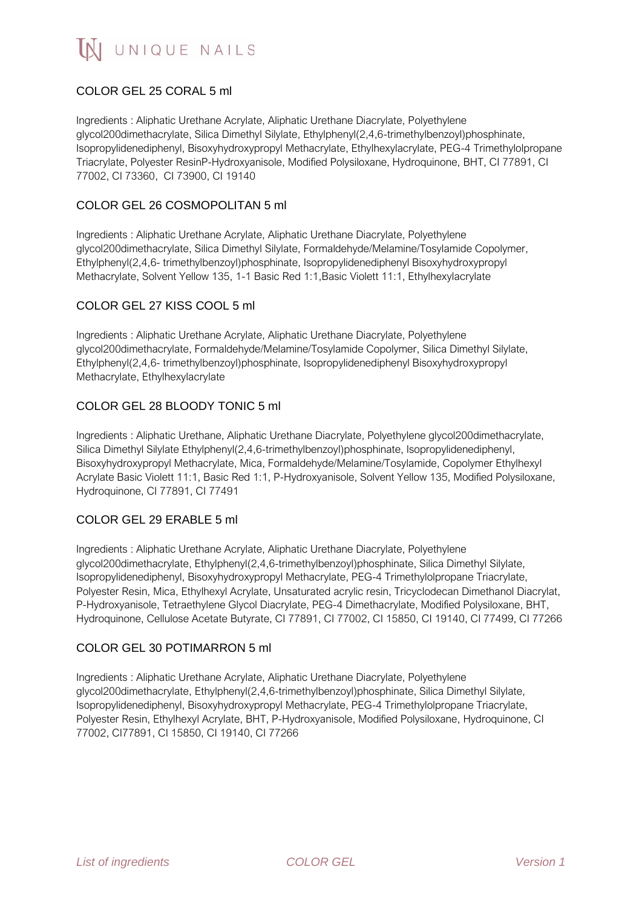## COLOR GEL 25 CORAL 5 ml

Ingredients : Aliphatic Urethane Acrylate, Aliphatic Urethane Diacrylate, Polyethylene glycol200dimethacrylate, Silica Dimethyl Silylate, Ethylphenyl(2,4,6-trimethylbenzoyl)phosphinate, Isopropylidenediphenyl, Bisoxyhydroxypropyl Methacrylate, Ethylhexylacrylate, PEG-4 Trimethylolpropane Triacrylate, Polyester ResinP-Hydroxyanisole, Modified Polysiloxane, Hydroquinone, BHT, CI 77891, CI 77002, CI 73360, CI 73900, CI 19140

## COLOR GEL 26 COSMOPOLITAN 5 ml

Ingredients : Aliphatic Urethane Acrylate, Aliphatic Urethane Diacrylate, Polyethylene glycol200dimethacrylate, Silica Dimethyl Silylate, Formaldehyde/Melamine/Tosylamide Copolymer, Ethylphenyl(2,4,6- trimethylbenzoyl)phosphinate, Isopropylidenediphenyl Bisoxyhydroxypropyl Methacrylate, Solvent Yellow 135, 1-1 Basic Red 1:1,Basic Violett 11:1, Ethylhexylacrylate

## COLOR GEL 27 KISS COOL 5 ml

Ingredients : Aliphatic Urethane Acrylate, Aliphatic Urethane Diacrylate, Polyethylene glycol200dimethacrylate, Formaldehyde/Melamine/Tosylamide Copolymer, Silica Dimethyl Silylate, Ethylphenyl(2,4,6- trimethylbenzoyl)phosphinate, Isopropylidenediphenyl Bisoxyhydroxypropyl Methacrylate, Ethylhexylacrylate

## COLOR GEL 28 BLOODY TONIC 5 ml

Ingredients : Aliphatic Urethane, Aliphatic Urethane Diacrylate, Polyethylene glycol200dimethacrylate, Silica Dimethyl Silylate Ethylphenyl(2,4,6-trimethylbenzoyl)phosphinate, Isopropylidenediphenyl, Bisoxyhydroxypropyl Methacrylate, Mica, Formaldehyde/Melamine/Tosylamide, Copolymer Ethylhexyl Acrylate Basic Violett 11:1, Basic Red 1:1, P-Hydroxyanisole, Solvent Yellow 135, Modified Polysiloxane, Hydroquinone, CI 77891, CI 77491

## COLOR GEL 29 ERABLE 5 ml

Ingredients : Aliphatic Urethane Acrylate, Aliphatic Urethane Diacrylate, Polyethylene glycol200dimethacrylate, Ethylphenyl(2,4,6-trimethylbenzoyl)phosphinate, Silica Dimethyl Silylate, Isopropylidenediphenyl, Bisoxyhydroxypropyl Methacrylate, PEG-4 Trimethylolpropane Triacrylate, Polyester Resin, Mica, Ethylhexyl Acrylate, Unsaturated acrylic resin, Tricyclodecan Dimethanol Diacrylat, P-Hydroxyanisole, Tetraethylene Glycol Diacrylate, PEG-4 Dimethacrylate, Modified Polysiloxane, BHT, Hydroquinone, Cellulose Acetate Butyrate, CI 77891, CI 77002, CI 15850, CI 19140, CI 77499, CI 77266

## COLOR GEL 30 POTIMARRON 5 ml

Ingredients : Aliphatic Urethane Acrylate, Aliphatic Urethane Diacrylate, Polyethylene glycol200dimethacrylate, Ethylphenyl(2,4,6-trimethylbenzoyl)phosphinate, Silica Dimethyl Silylate, Isopropylidenediphenyl, Bisoxyhydroxypropyl Methacrylate, PEG-4 Trimethylolpropane Triacrylate, Polyester Resin, Ethylhexyl Acrylate, BHT, P-Hydroxyanisole, Modified Polysiloxane, Hydroquinone, CI 77002, CI77891, CI 15850, CI 19140, CI 77266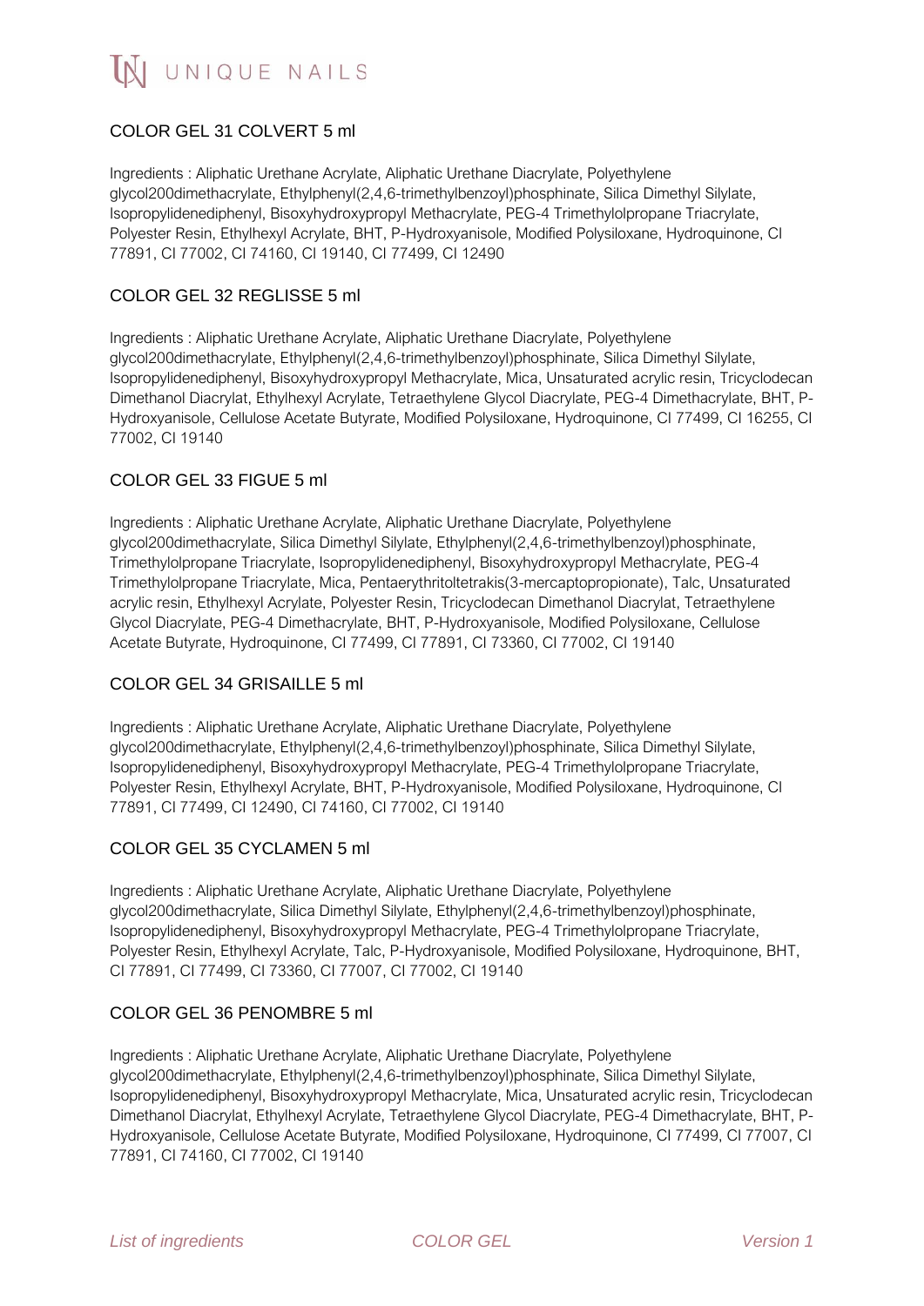## COLOR GEL 31 COLVERT 5 ml

Ingredients : Aliphatic Urethane Acrylate, Aliphatic Urethane Diacrylate, Polyethylene glycol200dimethacrylate, Ethylphenyl(2,4,6-trimethylbenzoyl)phosphinate, Silica Dimethyl Silylate, Isopropylidenediphenyl, Bisoxyhydroxypropyl Methacrylate, PEG-4 Trimethylolpropane Triacrylate, Polyester Resin, Ethylhexyl Acrylate, BHT, P-Hydroxyanisole, Modified Polysiloxane, Hydroquinone, CI 77891, CI 77002, CI 74160, CI 19140, CI 77499, CI 12490

## COLOR GEL 32 REGLISSE 5 ml

Ingredients : Aliphatic Urethane Acrylate, Aliphatic Urethane Diacrylate, Polyethylene glycol200dimethacrylate, Ethylphenyl(2,4,6-trimethylbenzoyl)phosphinate, Silica Dimethyl Silylate, Isopropylidenediphenyl, Bisoxyhydroxypropyl Methacrylate, Mica, Unsaturated acrylic resin, Tricyclodecan Dimethanol Diacrylat, Ethylhexyl Acrylate, Tetraethylene Glycol Diacrylate, PEG-4 Dimethacrylate, BHT, P-Hydroxyanisole, Cellulose Acetate Butyrate, Modified Polysiloxane, Hydroquinone, CI 77499, CI 16255, CI 77002, CI 19140

## COLOR GEL 33 FIGUE 5 ml

Ingredients : Aliphatic Urethane Acrylate, Aliphatic Urethane Diacrylate, Polyethylene glycol200dimethacrylate, Silica Dimethyl Silylate, Ethylphenyl(2,4,6-trimethylbenzoyl)phosphinate, Trimethylolpropane Triacrylate, Isopropylidenediphenyl, Bisoxyhydroxypropyl Methacrylate, PEG-4 Trimethylolpropane Triacrylate, Mica, Pentaerythritoltetrakis(3-mercaptopropionate), Talc, Unsaturated acrylic resin, Ethylhexyl Acrylate, Polyester Resin, Tricyclodecan Dimethanol Diacrylat, Tetraethylene Glycol Diacrylate, PEG-4 Dimethacrylate, BHT, P-Hydroxyanisole, Modified Polysiloxane, Cellulose Acetate Butyrate, Hydroquinone, CI 77499, CI 77891, CI 73360, CI 77002, CI 19140

## COLOR GEL 34 GRISAILLE 5 ml

Ingredients : Aliphatic Urethane Acrylate, Aliphatic Urethane Diacrylate, Polyethylene glycol200dimethacrylate, Ethylphenyl(2,4,6-trimethylbenzoyl)phosphinate, Silica Dimethyl Silylate, Isopropylidenediphenyl, Bisoxyhydroxypropyl Methacrylate, PEG-4 Trimethylolpropane Triacrylate, Polyester Resin, Ethylhexyl Acrylate, BHT, P-Hydroxyanisole, Modified Polysiloxane, Hydroquinone, CI 77891, CI 77499, CI 12490, CI 74160, CI 77002, CI 19140

## COLOR GEL 35 CYCLAMEN 5 ml

Ingredients : Aliphatic Urethane Acrylate, Aliphatic Urethane Diacrylate, Polyethylene glycol200dimethacrylate, Silica Dimethyl Silylate, Ethylphenyl(2,4,6-trimethylbenzoyl)phosphinate, Isopropylidenediphenyl, Bisoxyhydroxypropyl Methacrylate, PEG-4 Trimethylolpropane Triacrylate, Polyester Resin, Ethylhexyl Acrylate, Talc, P-Hydroxyanisole, Modified Polysiloxane, Hydroquinone, BHT, CI 77891, CI 77499, CI 73360, CI 77007, CI 77002, CI 19140

## COLOR GEL 36 PENOMBRE 5 ml

Ingredients : Aliphatic Urethane Acrylate, Aliphatic Urethane Diacrylate, Polyethylene glycol200dimethacrylate, Ethylphenyl(2,4,6-trimethylbenzoyl)phosphinate, Silica Dimethyl Silylate, Isopropylidenediphenyl, Bisoxyhydroxypropyl Methacrylate, Mica, Unsaturated acrylic resin, Tricyclodecan Dimethanol Diacrylat, Ethylhexyl Acrylate, Tetraethylene Glycol Diacrylate, PEG-4 Dimethacrylate, BHT, P-Hydroxyanisole, Cellulose Acetate Butyrate, Modified Polysiloxane, Hydroquinone, CI 77499, CI 77007, CI 77891, CI 74160, CI 77002, CI 19140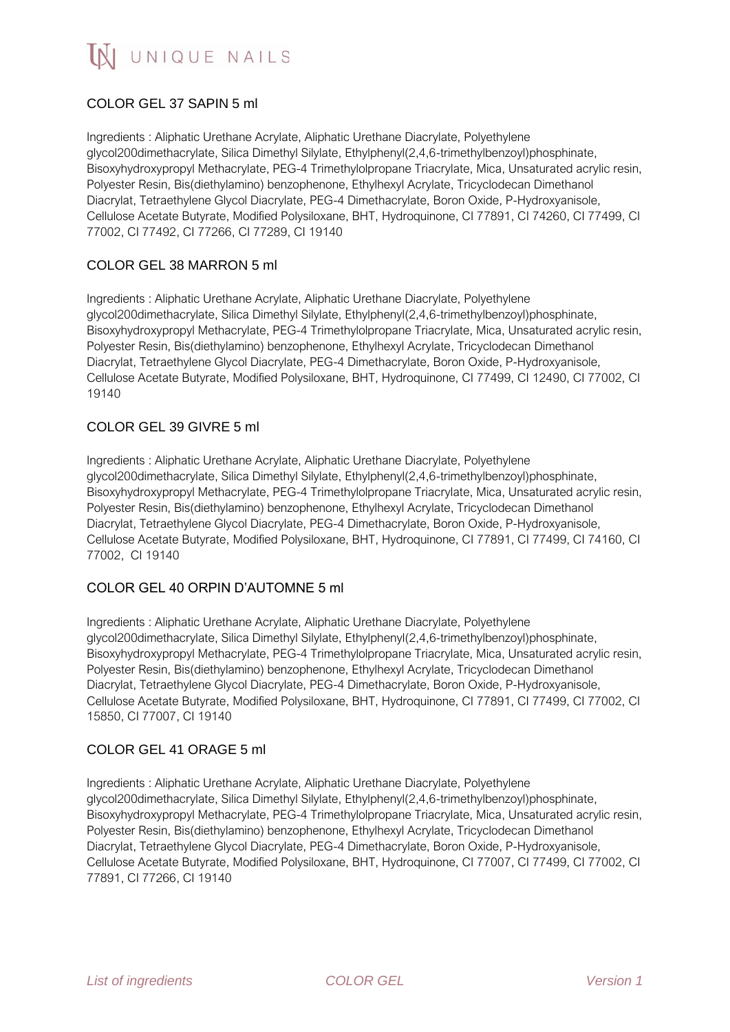## COLOR GEL 37 SAPIN 5 ml

Ingredients : Aliphatic Urethane Acrylate, Aliphatic Urethane Diacrylate, Polyethylene glycol200dimethacrylate, Silica Dimethyl Silylate, Ethylphenyl(2,4,6-trimethylbenzoyl)phosphinate, Bisoxyhydroxypropyl Methacrylate, PEG-4 Trimethylolpropane Triacrylate, Mica, Unsaturated acrylic resin, Polyester Resin, Bis(diethylamino) benzophenone, Ethylhexyl Acrylate, Tricyclodecan Dimethanol Diacrylat, Tetraethylene Glycol Diacrylate, PEG-4 Dimethacrylate, Boron Oxide, P-Hydroxyanisole, Cellulose Acetate Butyrate, Modified Polysiloxane, BHT, Hydroquinone, CI 77891, CI 74260, CI 77499, CI 77002, CI 77492, CI 77266, CI 77289, CI 19140

## COLOR GEL 38 MARRON 5 ml

Ingredients : Aliphatic Urethane Acrylate, Aliphatic Urethane Diacrylate, Polyethylene glycol200dimethacrylate, Silica Dimethyl Silylate, Ethylphenyl(2,4,6-trimethylbenzoyl)phosphinate, Bisoxyhydroxypropyl Methacrylate, PEG-4 Trimethylolpropane Triacrylate, Mica, Unsaturated acrylic resin, Polyester Resin, Bis(diethylamino) benzophenone, Ethylhexyl Acrylate, Tricyclodecan Dimethanol Diacrylat, Tetraethylene Glycol Diacrylate, PEG-4 Dimethacrylate, Boron Oxide, P-Hydroxyanisole, Cellulose Acetate Butyrate, Modified Polysiloxane, BHT, Hydroquinone, CI 77499, CI 12490, CI 77002, CI 19140

## COLOR GEL 39 GIVRE 5 ml

Ingredients : Aliphatic Urethane Acrylate, Aliphatic Urethane Diacrylate, Polyethylene glycol200dimethacrylate, Silica Dimethyl Silylate, Ethylphenyl(2,4,6-trimethylbenzoyl)phosphinate, Bisoxyhydroxypropyl Methacrylate, PEG-4 Trimethylolpropane Triacrylate, Mica, Unsaturated acrylic resin, Polyester Resin, Bis(diethylamino) benzophenone, Ethylhexyl Acrylate, Tricyclodecan Dimethanol Diacrylat, Tetraethylene Glycol Diacrylate, PEG-4 Dimethacrylate, Boron Oxide, P-Hydroxyanisole, Cellulose Acetate Butyrate, Modified Polysiloxane, BHT, Hydroquinone, CI 77891, CI 77499, CI 74160, CI 77002, CI 19140

## COLOR GEL 40 ORPIN D'AUTOMNE 5 ml

Ingredients : Aliphatic Urethane Acrylate, Aliphatic Urethane Diacrylate, Polyethylene glycol200dimethacrylate, Silica Dimethyl Silylate, Ethylphenyl(2,4,6-trimethylbenzoyl)phosphinate, Bisoxyhydroxypropyl Methacrylate, PEG-4 Trimethylolpropane Triacrylate, Mica, Unsaturated acrylic resin, Polyester Resin, Bis(diethylamino) benzophenone, Ethylhexyl Acrylate, Tricyclodecan Dimethanol Diacrylat, Tetraethylene Glycol Diacrylate, PEG-4 Dimethacrylate, Boron Oxide, P-Hydroxyanisole, Cellulose Acetate Butyrate, Modified Polysiloxane, BHT, Hydroquinone, CI 77891, CI 77499, CI 77002, CI 15850, CI 77007, CI 19140

## COLOR GEL 41 ORAGE 5 ml

Ingredients : Aliphatic Urethane Acrylate, Aliphatic Urethane Diacrylate, Polyethylene glycol200dimethacrylate, Silica Dimethyl Silylate, Ethylphenyl(2,4,6-trimethylbenzoyl)phosphinate, Bisoxyhydroxypropyl Methacrylate, PEG-4 Trimethylolpropane Triacrylate, Mica, Unsaturated acrylic resin, Polyester Resin, Bis(diethylamino) benzophenone, Ethylhexyl Acrylate, Tricyclodecan Dimethanol Diacrylat, Tetraethylene Glycol Diacrylate, PEG-4 Dimethacrylate, Boron Oxide, P-Hydroxyanisole, Cellulose Acetate Butyrate, Modified Polysiloxane, BHT, Hydroquinone, CI 77007, CI 77499, CI 77002, CI 77891, CI 77266, CI 19140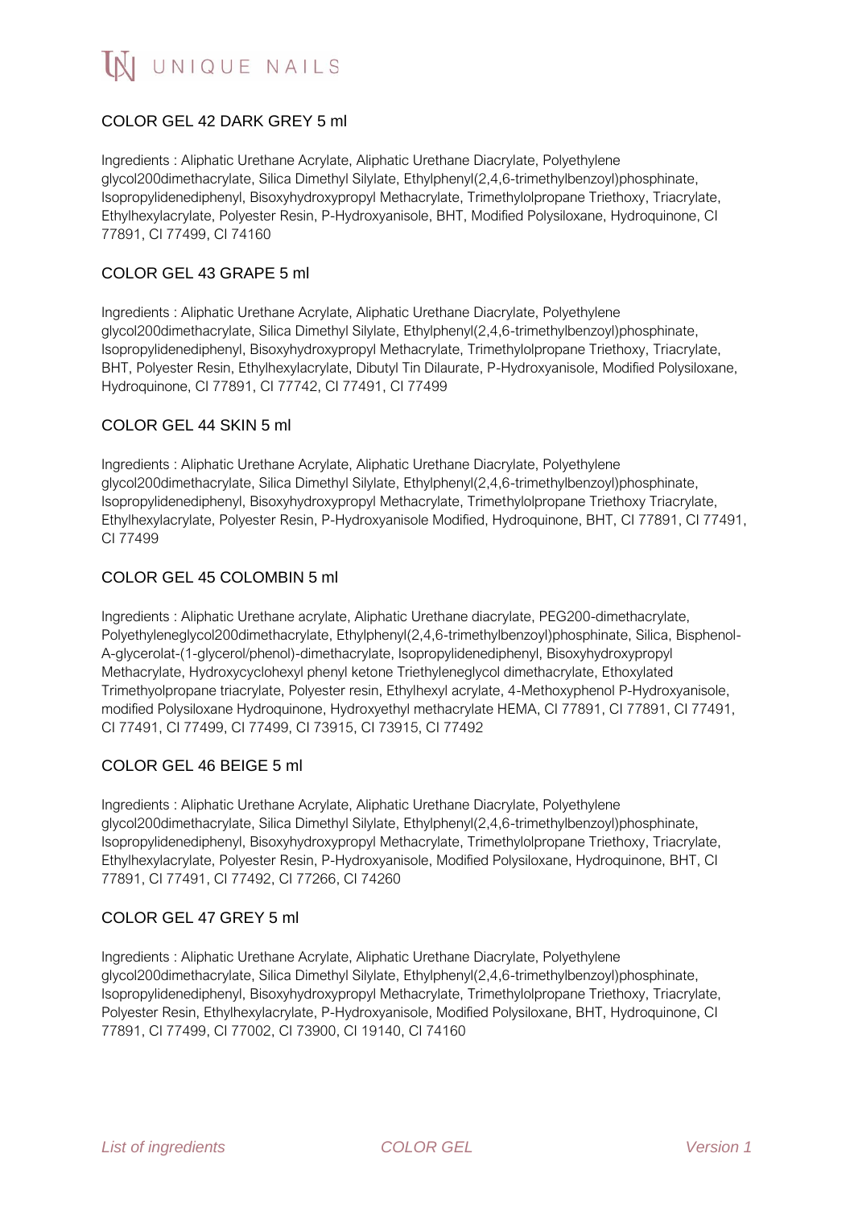## COLOR GEL 42 DARK GREY 5 ml

Ingredients : Aliphatic Urethane Acrylate, Aliphatic Urethane Diacrylate, Polyethylene glycol200dimethacrylate, Silica Dimethyl Silylate, Ethylphenyl(2,4,6-trimethylbenzoyl)phosphinate, Isopropylidenediphenyl, Bisoxyhydroxypropyl Methacrylate, Trimethylolpropane Triethoxy, Triacrylate, Ethylhexylacrylate, Polyester Resin, P-Hydroxyanisole, BHT, Modified Polysiloxane, Hydroquinone, CI 77891, CI 77499, CI 74160

## COLOR GEL 43 GRAPE 5 ml

Ingredients : Aliphatic Urethane Acrylate, Aliphatic Urethane Diacrylate, Polyethylene glycol200dimethacrylate, Silica Dimethyl Silylate, Ethylphenyl(2,4,6-trimethylbenzoyl)phosphinate, Isopropylidenediphenyl, Bisoxyhydroxypropyl Methacrylate, Trimethylolpropane Triethoxy, Triacrylate, BHT, Polyester Resin, Ethylhexylacrylate, Dibutyl Tin Dilaurate, P-Hydroxyanisole, Modified Polysiloxane, Hydroquinone, CI 77891, CI 77742, CI 77491, CI 77499

## COLOR GEL 44 SKIN 5 ml

Ingredients : Aliphatic Urethane Acrylate, Aliphatic Urethane Diacrylate, Polyethylene glycol200dimethacrylate, Silica Dimethyl Silylate, Ethylphenyl(2,4,6-trimethylbenzoyl)phosphinate, Isopropylidenediphenyl, Bisoxyhydroxypropyl Methacrylate, Trimethylolpropane Triethoxy Triacrylate, Ethylhexylacrylate, Polyester Resin, P-Hydroxyanisole Modified, Hydroquinone, BHT, CI 77891, CI 77491, CI 77499

## COLOR GEL 45 COLOMBIN 5 ml

Ingredients : Aliphatic Urethane acrylate, Aliphatic Urethane diacrylate, PEG200-dimethacrylate, Polyethyleneglycol200dimethacrylate, Ethylphenyl(2,4,6-trimethylbenzoyl)phosphinate, Silica, Bisphenol-A-glycerolat-(1-glycerol/phenol)-dimethacrylate, Isopropylidenediphenyl, Bisoxyhydroxypropyl Methacrylate, Hydroxycyclohexyl phenyl ketone Triethyleneglycol dimethacrylate, Ethoxylated Trimethyolpropane triacrylate, Polyester resin, Ethylhexyl acrylate, 4-Methoxyphenol P-Hydroxyanisole, modified Polysiloxane Hydroquinone, Hydroxyethyl methacrylate HEMA, CI 77891, CI 77891, CI 77491, CI 77491, CI 77499, CI 77499, CI 73915, CI 73915, CI 77492

## COLOR GEL 46 BEIGE 5 ml

Ingredients : Aliphatic Urethane Acrylate, Aliphatic Urethane Diacrylate, Polyethylene glycol200dimethacrylate, Silica Dimethyl Silylate, Ethylphenyl(2,4,6-trimethylbenzoyl)phosphinate, Isopropylidenediphenyl, Bisoxyhydroxypropyl Methacrylate, Trimethylolpropane Triethoxy, Triacrylate, Ethylhexylacrylate, Polyester Resin, P-Hydroxyanisole, Modified Polysiloxane, Hydroquinone, BHT, CI 77891, CI 77491, CI 77492, CI 77266, CI 74260

## COLOR GEL 47 GREY 5 ml

Ingredients : Aliphatic Urethane Acrylate, Aliphatic Urethane Diacrylate, Polyethylene glycol200dimethacrylate, Silica Dimethyl Silylate, Ethylphenyl(2,4,6-trimethylbenzoyl)phosphinate, Isopropylidenediphenyl, Bisoxyhydroxypropyl Methacrylate, Trimethylolpropane Triethoxy, Triacrylate, Polyester Resin, Ethylhexylacrylate, P-Hydroxyanisole, Modified Polysiloxane, BHT, Hydroquinone, CI 77891, CI 77499, CI 77002, CI 73900, CI 19140, CI 74160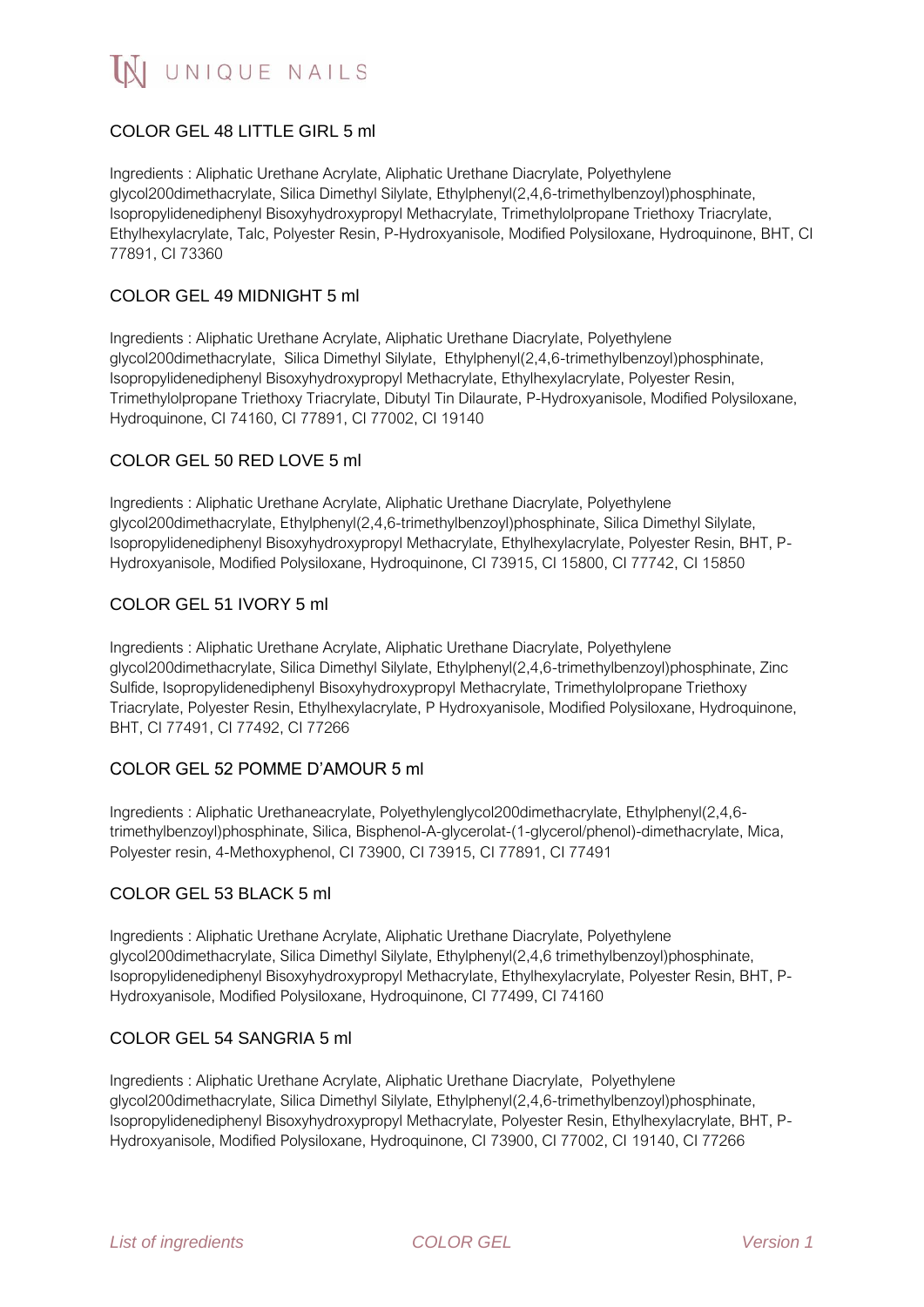## COLOR GEL 48 LITTLE GIRL 5 ml

Ingredients : Aliphatic Urethane Acrylate, Aliphatic Urethane Diacrylate, Polyethylene glycol200dimethacrylate, Silica Dimethyl Silylate, Ethylphenyl(2,4,6-trimethylbenzoyl)phosphinate, Isopropylidenediphenyl Bisoxyhydroxypropyl Methacrylate, Trimethylolpropane Triethoxy Triacrylate, Ethylhexylacrylate, Talc, Polyester Resin, P-Hydroxyanisole, Modified Polysiloxane, Hydroquinone, BHT, CI 77891, CI 73360

## COLOR GEL 49 MIDNIGHT 5 ml

Ingredients : Aliphatic Urethane Acrylate, Aliphatic Urethane Diacrylate, Polyethylene glycol200dimethacrylate, Silica Dimethyl Silylate, Ethylphenyl(2,4,6-trimethylbenzoyl)phosphinate, Isopropylidenediphenyl Bisoxyhydroxypropyl Methacrylate, Ethylhexylacrylate, Polyester Resin, Trimethylolpropane Triethoxy Triacrylate, Dibutyl Tin Dilaurate, P-Hydroxyanisole, Modified Polysiloxane, Hydroquinone, CI 74160, CI 77891, CI 77002, CI 19140

## COLOR GEL 50 RED LOVE 5 ml

Ingredients : Aliphatic Urethane Acrylate, Aliphatic Urethane Diacrylate, Polyethylene glycol200dimethacrylate, Ethylphenyl(2,4,6-trimethylbenzoyl)phosphinate, Silica Dimethyl Silylate, Isopropylidenediphenyl Bisoxyhydroxypropyl Methacrylate, Ethylhexylacrylate, Polyester Resin, BHT, P-Hydroxyanisole, Modified Polysiloxane, Hydroquinone, CI 73915, CI 15800, CI 77742, CI 15850

## COLOR GEL 51 IVORY 5 ml

Ingredients : Aliphatic Urethane Acrylate, Aliphatic Urethane Diacrylate, Polyethylene glycol200dimethacrylate, Silica Dimethyl Silylate, Ethylphenyl(2,4,6-trimethylbenzoyl)phosphinate, Zinc Sulfide, Isopropylidenediphenyl Bisoxyhydroxypropyl Methacrylate, Trimethylolpropane Triethoxy Triacrylate, Polyester Resin, Ethylhexylacrylate, P Hydroxyanisole, Modified Polysiloxane, Hydroquinone, BHT, CI 77491, CI 77492, CI 77266

## COLOR GEL 52 POMME D'AMOUR 5 ml

Ingredients : Aliphatic Urethaneacrylate, Polyethylenglycol200dimethacrylate, Ethylphenyl(2,4,6-trimethylbenzoyl)phosphinate, Silica, Bisphenol-A-glycerolat-(1-glycerol/phenol)-dimethacrylate, Mica, Polyester resin, 4-Methoxyphenol, CI 73900, CI 73915, CI 77891, CI 77491

## COLOR GEL 53 BLACK 5 ml

Ingredients : Aliphatic Urethane Acrylate, Aliphatic Urethane Diacrylate, Polyethylene glycol200dimethacrylate, Silica Dimethyl Silylate, Ethylphenyl(2,4,6 trimethylbenzoyl)phosphinate, Isopropylidenediphenyl Bisoxyhydroxypropyl Methacrylate, Ethylhexylacrylate, Polyester Resin, BHT, P-Hydroxyanisole, Modified Polysiloxane, Hydroquinone, CI 77499, CI 74160

## COLOR GEL 54 SANGRIA 5 ml

Ingredients : Aliphatic Urethane Acrylate, Aliphatic Urethane Diacrylate, Polyethylene glycol200dimethacrylate, Silica Dimethyl Silylate, Ethylphenyl(2,4,6-trimethylbenzoyl)phosphinate, Isopropylidenediphenyl Bisoxyhydroxypropyl Methacrylate, Polyester Resin, Ethylhexylacrylate, BHT, P-Hydroxyanisole, Modified Polysiloxane, Hydroquinone, CI 73900, CI 77002, CI 19140, CI 77266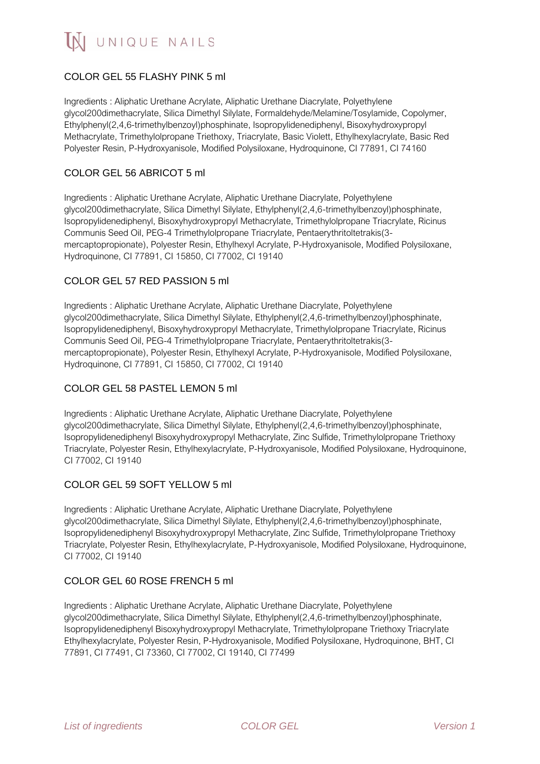### COLOR GEL 55 FLASHY PINK 5 ml

Ingredients : Aliphatic Urethane Acrylate, Aliphatic Urethane Diacrylate, Polyethylene glycol200dimethacrylate, Silica Dimethyl Silylate, Formaldehyde/Melamine/Tosylamide, Copolymer, Ethylphenyl(2,4,6-trimethylbenzoyl)phosphinate, Isopropylidenediphenyl, Bisoxyhydroxypropyl Methacrylate, Trimethylolpropane Triethoxy, Triacrylate, Basic Violett, Ethylhexylacrylate, Basic Red Polyester Resin, P-Hydroxyanisole, Modified Polysiloxane, Hydroquinone, CI 77891, CI 74160

### COLOR GEL 56 ABRICOT 5 ml

Ingredients : Aliphatic Urethane Acrylate, Aliphatic Urethane Diacrylate, Polyethylene glycol200dimethacrylate, Silica Dimethyl Silylate, Ethylphenyl(2,4,6-trimethylbenzoyl)phosphinate, Isopropylidenediphenyl, Bisoxyhydroxypropyl Methacrylate, Trimethylolpropane Triacrylate, Ricinus Communis Seed Oil, PEG-4 Trimethylolpropane Triacrylate, Pentaerythritoltetrakis(3-mercaptopropionate), Polyester Resin, Ethylhexyl Acrylate, P-Hydroxyanisole, Modified Polysiloxane, Hydroquinone, CI 77891, CI 15850, CI 77002, CI 19140

### COLOR GEL 57 RED PASSION 5 ml

Ingredients : Aliphatic Urethane Acrylate, Aliphatic Urethane Diacrylate, Polyethylene glycol200dimethacrylate, Silica Dimethyl Silylate, Ethylphenyl(2,4,6-trimethylbenzoyl)phosphinate, Isopropylidenediphenyl, Bisoxyhydroxypropyl Methacrylate, Trimethylolpropane Triacrylate, Ricinus Communis Seed Oil, PEG-4 Trimethylolpropane Triacrylate, Pentaerythritoltetrakis(3-mercaptopropionate), Polyester Resin, Ethylhexyl Acrylate, P-Hydroxyanisole, Modified Polysiloxane, Hydroquinone, CI 77891, CI 15850, CI 77002, CI 19140

### COLOR GEL 58 PASTEL LEMON 5 ml

Ingredients : Aliphatic Urethane Acrylate, Aliphatic Urethane Diacrylate, Polyethylene glycol200dimethacrylate, Silica Dimethyl Silylate, Ethylphenyl(2,4,6-trimethylbenzoyl)phosphinate, Isopropylidenediphenyl Bisoxyhydroxypropyl Methacrylate, Zinc Sulfide, Trimethylolpropane Triethoxy Triacrylate, Polyester Resin, Ethylhexylacrylate, P-Hydroxyanisole, Modified Polysiloxane, Hydroquinone, CI 77002, CI 19140

### COLOR GEL 59 SOFT YELLOW 5 ml

Ingredients : Aliphatic Urethane Acrylate, Aliphatic Urethane Diacrylate, Polyethylene glycol200dimethacrylate, Silica Dimethyl Silylate, Ethylphenyl(2,4,6-trimethylbenzoyl)phosphinate, Isopropylidenediphenyl Bisoxyhydroxypropyl Methacrylate, Zinc Sulfide, Trimethylolpropane Triethoxy Triacrylate, Polyester Resin, Ethylhexylacrylate, P-Hydroxyanisole, Modified Polysiloxane, Hydroquinone, CI 77002, CI 19140

### COLOR GEL 60 ROSE FRENCH 5 ml

Ingredients : Aliphatic Urethane Acrylate, Aliphatic Urethane Diacrylate, Polyethylene glycol200dimethacrylate, Silica Dimethyl Silylate, Ethylphenyl(2,4,6-trimethylbenzoyl)phosphinate, Isopropylidenediphenyl Bisoxyhydroxypropyl Methacrylate, Trimethylolpropane Triethoxy Triacrylate Ethylhexylacrylate, Polyester Resin, P-Hydroxyanisole, Modified Polysiloxane, Hydroquinone, BHT, CI 77891, CI 77491, CI 73360, CI 77002, CI 19140, CI 77499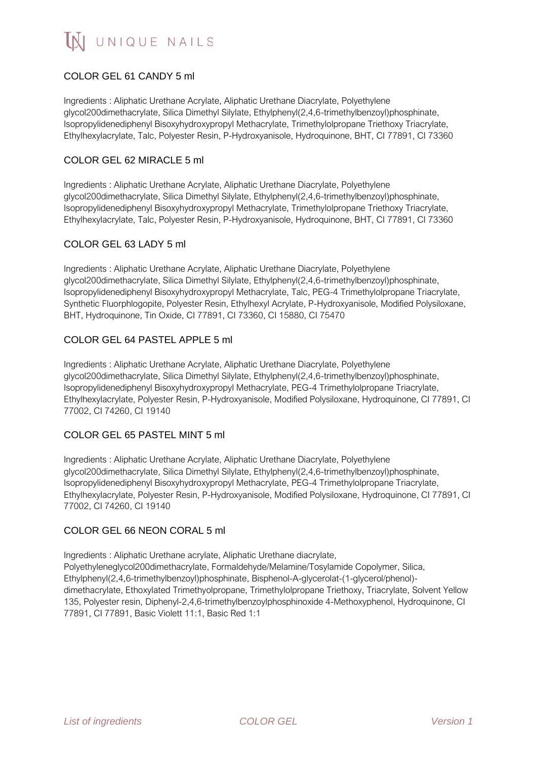## COLOR GEL 61 CANDY 5 ml

Ingredients : Aliphatic Urethane Acrylate, Aliphatic Urethane Diacrylate, Polyethylene glycol200dimethacrylate, Silica Dimethyl Silylate, Ethylphenyl(2,4,6-trimethylbenzoyl)phosphinate, Isopropylidenediphenyl Bisoxyhydroxypropyl Methacrylate, Trimethylolpropane Triethoxy Triacrylate, Ethylhexylacrylate, Talc, Polyester Resin, P-Hydroxyanisole, Hydroquinone, BHT, CI 77891, CI 73360

## COLOR GEL 62 MIRACLE 5 ml

Ingredients : Aliphatic Urethane Acrylate, Aliphatic Urethane Diacrylate, Polyethylene glycol200dimethacrylate, Silica Dimethyl Silylate, Ethylphenyl(2,4,6-trimethylbenzoyl)phosphinate, Isopropylidenediphenyl Bisoxyhydroxypropyl Methacrylate, Trimethylolpropane Triethoxy Triacrylate, Ethylhexylacrylate, Talc, Polyester Resin, P-Hydroxyanisole, Hydroquinone, BHT, CI 77891, CI 73360

## COLOR GEL 63 LADY 5 ml

Ingredients : Aliphatic Urethane Acrylate, Aliphatic Urethane Diacrylate, Polyethylene glycol200dimethacrylate, Silica Dimethyl Silylate, Ethylphenyl(2,4,6-trimethylbenzoyl)phosphinate, Isopropylidenediphenyl Bisoxyhydroxypropyl Methacrylate, Talc, PEG-4 Trimethylolpropane Triacrylate, Synthetic Fluorphlogopite, Polyester Resin, Ethylhexyl Acrylate, P-Hydroxyanisole, Modified Polysiloxane, BHT, Hydroquinone, Tin Oxide, CI 77891, CI 73360, CI 15880, CI 75470

## COLOR GEL 64 PASTEL APPLE 5 ml

Ingredients : Aliphatic Urethane Acrylate, Aliphatic Urethane Diacrylate, Polyethylene glycol200dimethacrylate, Silica Dimethyl Silylate, Ethylphenyl(2,4,6-trimethylbenzoyl)phosphinate, Isopropylidenediphenyl Bisoxyhydroxypropyl Methacrylate, PEG-4 Trimethylolpropane Triacrylate, Ethylhexylacrylate, Polyester Resin, P-Hydroxyanisole, Modified Polysiloxane, Hydroquinone, CI 77891, CI 77002, CI 74260, CI 19140

## COLOR GEL 65 PASTEL MINT 5 ml

Ingredients : Aliphatic Urethane Acrylate, Aliphatic Urethane Diacrylate, Polyethylene glycol200dimethacrylate, Silica Dimethyl Silylate, Ethylphenyl(2,4,6-trimethylbenzoyl)phosphinate, Isopropylidenediphenyl Bisoxyhydroxypropyl Methacrylate, PEG-4 Trimethylolpropane Triacrylate, Ethylhexylacrylate, Polyester Resin, P-Hydroxyanisole, Modified Polysiloxane, Hydroquinone, CI 77891, CI 77002, CI 74260, CI 19140

## COLOR GEL 66 NEON CORAL 5 ml

Ingredients : Aliphatic Urethane acrylate, Aliphatic Urethane diacrylate, Polyethyleneglycol200dimethacrylate, Formaldehyde/Melamine/Tosylamide Copolymer, Silica, Ethylphenyl(2,4,6-trimethylbenzoyl)phosphinate, Bisphenol-A-glycerolat-(1-glycerol/phenol)-dimethacrylate, Ethoxylated Trimethyolpropane, Trimethylolpropane Triethoxy, Triacrylate, Solvent Yellow 135, Polyester resin, Diphenyl-2,4,6-trimethylbenzoylphosphinoxide 4-Methoxyphenol, Hydroquinone, CI 77891, CI 77891, Basic Violett 11:1, Basic Red 1:1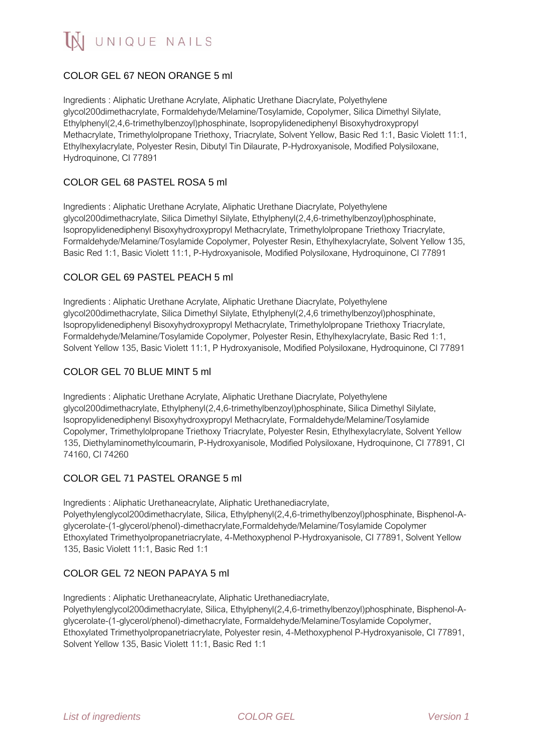## COLOR GEL 67 NEON ORANGE 5 ml

Ingredients : Aliphatic Urethane Acrylate, Aliphatic Urethane Diacrylate, Polyethylene glycol200dimethacrylate, Formaldehyde/Melamine/Tosylamide, Copolymer, Silica Dimethyl Silylate, Ethylphenyl(2,4,6-trimethylbenzoyl)phosphinate, Isopropylidenediphenyl Bisoxyhydroxypropyl Methacrylate, Trimethylolpropane Triethoxy, Triacrylate, Solvent Yellow, Basic Red 1:1, Basic Violett 11:1, Ethylhexylacrylate, Polyester Resin, Dibutyl Tin Dilaurate, P-Hydroxyanisole, Modified Polysiloxane, Hydroquinone, CI 77891

## COLOR GEL 68 PASTEL ROSA 5 ml

Ingredients : Aliphatic Urethane Acrylate, Aliphatic Urethane Diacrylate, Polyethylene glycol200dimethacrylate, Silica Dimethyl Silylate, Ethylphenyl(2,4,6-trimethylbenzoyl)phosphinate, Isopropylidenediphenyl Bisoxyhydroxypropyl Methacrylate, Trimethylolpropane Triethoxy Triacrylate, Formaldehyde/Melamine/Tosylamide Copolymer, Polyester Resin, Ethylhexylacrylate, Solvent Yellow 135, Basic Red 1:1, Basic Violett 11:1, P-Hydroxyanisole, Modified Polysiloxane, Hydroquinone, CI 77891

## COLOR GEL 69 PASTEL PEACH 5 ml

Ingredients : Aliphatic Urethane Acrylate, Aliphatic Urethane Diacrylate, Polyethylene glycol200dimethacrylate, Silica Dimethyl Silylate, Ethylphenyl(2,4,6 trimethylbenzoyl)phosphinate, Isopropylidenediphenyl Bisoxyhydroxypropyl Methacrylate, Trimethylolpropane Triethoxy Triacrylate, Formaldehyde/Melamine/Tosylamide Copolymer, Polyester Resin, Ethylhexylacrylate, Basic Red 1:1, Solvent Yellow 135, Basic Violett 11:1, P Hydroxyanisole, Modified Polysiloxane, Hydroquinone, CI 77891

## COLOR GEL 70 BLUE MINT 5 ml

Ingredients : Aliphatic Urethane Acrylate, Aliphatic Urethane Diacrylate, Polyethylene glycol200dimethacrylate, Ethylphenyl(2,4,6-trimethylbenzoyl)phosphinate, Silica Dimethyl Silylate, Isopropylidenediphenyl Bisoxyhydroxypropyl Methacrylate, Formaldehyde/Melamine/Tosylamide Copolymer, Trimethylolpropane Triethoxy Triacrylate, Polyester Resin, Ethylhexylacrylate, Solvent Yellow 135, Diethylaminomethylcoumarin, P-Hydroxyanisole, Modified Polysiloxane, Hydroquinone, CI 77891, CI 74160, CI 74260

## COLOR GEL 71 PASTEL ORANGE 5 ml

Ingredients : Aliphatic Urethaneacrylate, Aliphatic Urethanediacrylate, Polyethylenglycol200dimethacrylate, Silica, Ethylphenyl(2,4,6-trimethylbenzoyl)phosphinate, Bisphenol-A-glycerolate-(1-glycerol/phenol)-dimethacrylate,Formaldehyde/Melamine/Tosylamide Copolymer Ethoxylated Trimethyolpropanetriacrylate, 4-Methoxyphenol P-Hydroxyanisole, CI 77891, Solvent Yellow 135, Basic Violett 11:1, Basic Red 1:1

## COLOR GEL 72 NEON PAPAYA 5 ml

Ingredients : Aliphatic Urethaneacrylate, Aliphatic Urethanediacrylate, Polyethylenglycol200dimethacrylate, Silica, Ethylphenyl(2,4,6-trimethylbenzoyl)phosphinate, Bisphenol-A-glycerolate-(1-glycerol/phenol)-dimethacrylate, Formaldehyde/Melamine/Tosylamide Copolymer, Ethoxylated Trimethyolpropanetriacrylate, Polyester resin, 4-Methoxyphenol P-Hydroxyanisole, CI 77891, Solvent Yellow 135, Basic Violett 11:1, Basic Red 1:1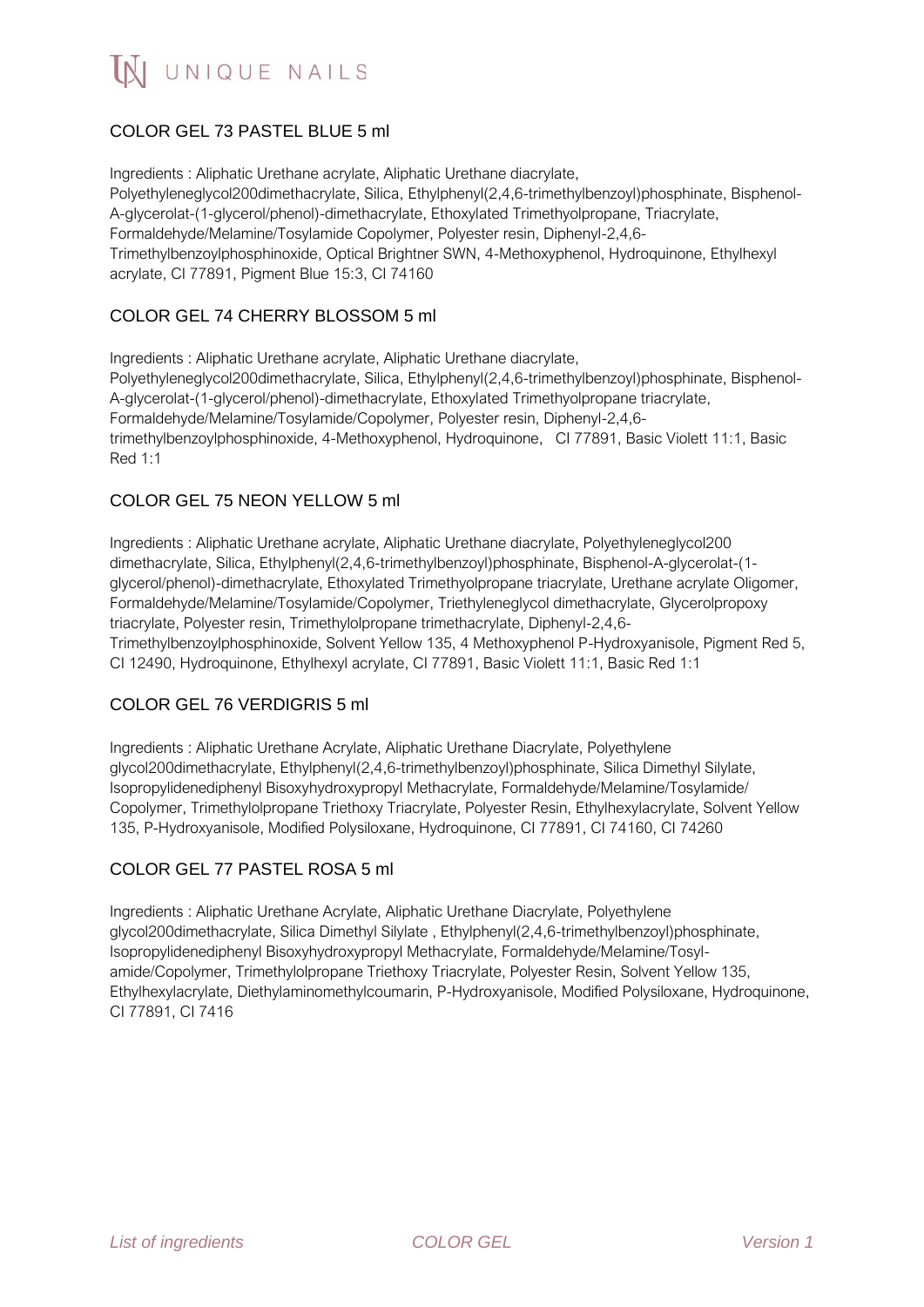## COLOR GEL 73 PASTEL BLUE 5 ml

Ingredients : Aliphatic Urethane acrylate, Aliphatic Urethane diacrylate, Polyethyleneglycol200dimethacrylate, Silica, Ethylphenyl(2,4,6-trimethylbenzoyl)phosphinate, Bisphenol-A-glycerolat-(1-glycerol/phenol)-dimethacrylate, Ethoxylated Trimethyolpropane, Triacrylate, Formaldehyde/Melamine/Tosylamide Copolymer, Polyester resin, Diphenyl-2,4,6-Trimethylbenzoylphosphinoxide, Optical Brightner SWN, 4-Methoxyphenol, Hydroquinone, Ethylhexyl acrylate, CI 77891, Pigment Blue 15:3, CI 74160

## COLOR GEL 74 CHERRY BLOSSOM 5 ml

Ingredients : Aliphatic Urethane acrylate, Aliphatic Urethane diacrylate, Polyethyleneglycol200dimethacrylate, Silica, Ethylphenyl(2,4,6-trimethylbenzoyl)phosphinate, Bisphenol-A-glycerolat-(1-glycerol/phenol)-dimethacrylate, Ethoxylated Trimethyolpropane triacrylate, Formaldehyde/Melamine/Tosylamide/Copolymer, Polyester resin, Diphenyl-2,4,6-trimethylbenzoylphosphinoxide, 4-Methoxyphenol, Hydroquinone, CI 77891, Basic Violett 11:1, Basic Red 1:1

## COLOR GEL 75 NEON YELLOW 5 ml

Ingredients : Aliphatic Urethane acrylate, Aliphatic Urethane diacrylate, Polyethyleneglycol200 dimethacrylate, Silica, Ethylphenyl(2,4,6-trimethylbenzoyl)phosphinate, Bisphenol-A-glycerolat-(1-glycerol/phenol)-dimethacrylate, Ethoxylated Trimethyolpropane triacrylate, Urethane acrylate Oligomer, Formaldehyde/Melamine/Tosylamide/Copolymer, Triethyleneglycol dimethacrylate, Glycerolpropoxy triacrylate, Polyester resin, Trimethylolpropane trimethacrylate, Diphenyl-2,4,6-Trimethylbenzoylphosphinoxide, Solvent Yellow 135, 4 Methoxyphenol P-Hydroxyanisole, Pigment Red 5, CI 12490, Hydroquinone, Ethylhexyl acrylate, CI 77891, Basic Violett 11:1, Basic Red 1:1

## COLOR GEL 76 VERDIGRIS 5 ml

Ingredients : Aliphatic Urethane Acrylate, Aliphatic Urethane Diacrylate, Polyethylene glycol200dimethacrylate, Ethylphenyl(2,4,6-trimethylbenzoyl)phosphinate, Silica Dimethyl Silylate, Isopropylidenediphenyl Bisoxyhydroxypropyl Methacrylate, Formaldehyde/Melamine/Tosylamide/Copolymer, Trimethylolpropane Triethoxy Triacrylate, Polyester Resin, Ethylhexylacrylate, Solvent Yellow 135, P-Hydroxyanisole, Modified Polysiloxane, Hydroquinone, CI 77891, CI 74160, CI 74260

## COLOR GEL 77 PASTEL ROSA 5 ml

Ingredients : Aliphatic Urethane Acrylate, Aliphatic Urethane Diacrylate, Polyethylene glycol200dimethacrylate, Silica Dimethyl Silylate , Ethylphenyl(2,4,6-trimethylbenzoyl)phosphinate, Isopropylidenediphenyl Bisoxyhydroxypropyl Methacrylate, Formaldehyde/Melamine/Tosyl-amide/Copolymer, Trimethylolpropane Triethoxy Triacrylate, Polyester Resin, Solvent Yellow 135, Ethylhexylacrylate, Diethylaminomethylcoumarin, P-Hydroxyanisole, Modified Polysiloxane, Hydroquinone, CI 77891, CI 7416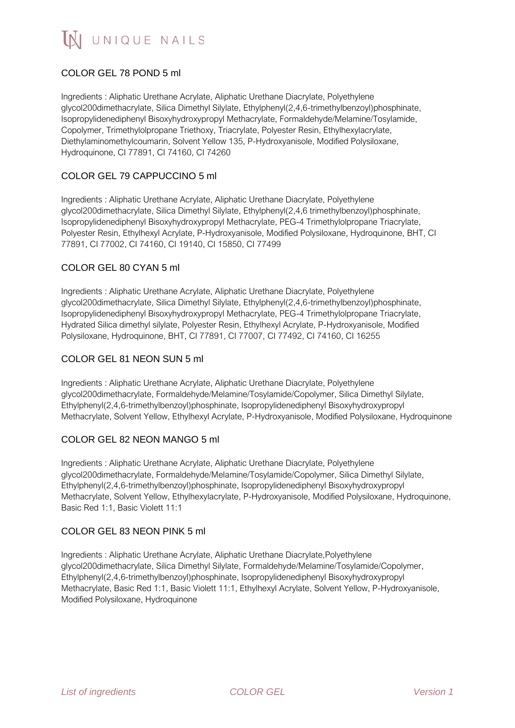## COLOR GEL 78 POND 5 ml

Ingredients : Aliphatic Urethane Acrylate, Aliphatic Urethane Diacrylate, Polyethylene glycol200dimethacrylate, Silica Dimethyl Silylate, Ethylphenyl(2,4,6-trimethylbenzoyl)phosphinate, Isopropylidenediphenyl Bisoxyhydroxypropyl Methacrylate, Formaldehyde/Melamine/Tosylamide, Copolymer, Trimethylolpropane Triethoxy, Triacrylate, Polyester Resin, Ethylhexylacrylate, Diethylaminomethylcoumarin, Solvent Yellow 135, P-Hydroxyanisole, Modified Polysiloxane, Hydroquinone, CI 77891, CI 74160, CI 74260

## COLOR GEL 79 CAPPUCCINO 5 ml

Ingredients : Aliphatic Urethane Acrylate, Aliphatic Urethane Diacrylate, Polyethylene glycol200dimethacrylate, Silica Dimethyl Silylate, Ethylphenyl(2,4,6 trimethylbenzoyl)phosphinate, Isopropylidenediphenyl Bisoxyhydroxypropyl Methacrylate, PEG-4 Trimethylolpropane Triacrylate, Polyester Resin, Ethylhexyl Acrylate, P-Hydroxyanisole, Modified Polysiloxane, Hydroquinone, BHT, CI 77891, CI 77002, CI 74160, CI 19140, CI 15850, CI 77499

## COLOR GEL 80 CYAN 5 ml

Ingredients : Aliphatic Urethane Acrylate, Aliphatic Urethane Diacrylate, Polyethylene glycol200dimethacrylate, Silica Dimethyl Silylate, Ethylphenyl(2,4,6-trimethylbenzoyl)phosphinate, Isopropylidenediphenyl Bisoxyhydroxypropyl Methacrylate, PEG-4 Trimethylolpropane Triacrylate, Hydrated Silica dimethyl silylate, Polyester Resin, Ethylhexyl Acrylate, P-Hydroxyanisole, Modified Polysiloxane, Hydroquinone, BHT, CI 77891, CI 77007, CI 77492, CI 74160, CI 16255

## COLOR GEL 81 NEON SUN 5 ml

Ingredients : Aliphatic Urethane Acrylate, Aliphatic Urethane Diacrylate, Polyethylene glycol200dimethacrylate, Formaldehyde/Melamine/Tosylamide/Copolymer, Silica Dimethyl Silylate, Ethylphenyl(2,4,6-trimethylbenzoyl)phosphinate, Isopropylidenediphenyl Bisoxyhydroxypropyl Methacrylate, Solvent Yellow, Ethylhexyl Acrylate, P-Hydroxyanisole, Modified Polysiloxane, Hydroquinone

## COLOR GEL 82 NEON MANGO 5 ml

Ingredients : Aliphatic Urethane Acrylate, Aliphatic Urethane Diacrylate, Polyethylene glycol200dimethacrylate, Formaldehyde/Melamine/Tosylamide/Copolymer, Silica Dimethyl Silylate, Ethylphenyl(2,4,6-trimethylbenzoyl)phosphinate, Isopropylidenediphenyl Bisoxyhydroxypropyl Methacrylate, Solvent Yellow, Ethylhexylacrylate, P-Hydroxyanisole, Modified Polysiloxane, Hydroquinone, Basic Red 1:1, Basic Violett 11:1

## COLOR GEL 83 NEON PINK 5 ml

Ingredients : Aliphatic Urethane Acrylate, Aliphatic Urethane Diacrylate,Polyethylene glycol200dimethacrylate, Silica Dimethyl Silylate, Formaldehyde/Melamine/Tosylamide/Copolymer, Ethylphenyl(2,4,6-trimethylbenzoyl)phosphinate, Isopropylidenediphenyl Bisoxyhydroxypropyl Methacrylate, Basic Red 1:1, Basic Violett 11:1, Ethylhexyl Acrylate, Solvent Yellow, P-Hydroxyanisole, Modified Polysiloxane, Hydroquinone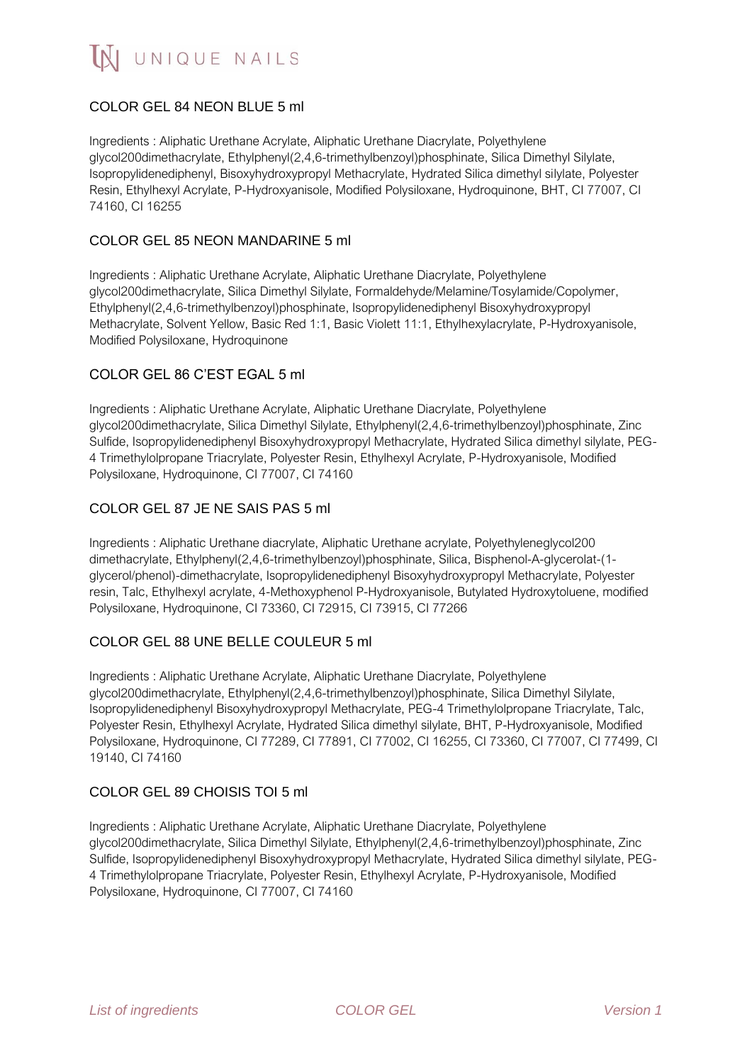## COLOR GEL 84 NEON BLUE 5 ml

Ingredients : Aliphatic Urethane Acrylate, Aliphatic Urethane Diacrylate, Polyethylene glycol200dimethacrylate, Ethylphenyl(2,4,6-trimethylbenzoyl)phosphinate, Silica Dimethyl Silylate, Isopropylidenediphenyl, Bisoxyhydroxypropyl Methacrylate, Hydrated Silica dimethyl silylate, Polyester Resin, Ethylhexyl Acrylate, P-Hydroxyanisole, Modified Polysiloxane, Hydroquinone, BHT, CI 77007, CI 74160, CI 16255

## COLOR GEL 85 NEON MANDARINE 5 ml

Ingredients : Aliphatic Urethane Acrylate, Aliphatic Urethane Diacrylate, Polyethylene glycol200dimethacrylate, Silica Dimethyl Silylate, Formaldehyde/Melamine/Tosylamide/Copolymer, Ethylphenyl(2,4,6-trimethylbenzoyl)phosphinate, Isopropylidenediphenyl Bisoxyhydroxypropyl Methacrylate, Solvent Yellow, Basic Red 1:1, Basic Violett 11:1, Ethylhexylacrylate, P-Hydroxyanisole, Modified Polysiloxane, Hydroquinone

## COLOR GEL 86 C'EST EGAL 5 ml

Ingredients : Aliphatic Urethane Acrylate, Aliphatic Urethane Diacrylate, Polyethylene glycol200dimethacrylate, Silica Dimethyl Silylate, Ethylphenyl(2,4,6-trimethylbenzoyl)phosphinate, Zinc Sulfide, Isopropylidenediphenyl Bisoxyhydroxypropyl Methacrylate, Hydrated Silica dimethyl silylate, PEG-4 Trimethylolpropane Triacrylate, Polyester Resin, Ethylhexyl Acrylate, P-Hydroxyanisole, Modified Polysiloxane, Hydroquinone, CI 77007, CI 74160

## COLOR GEL 87 JE NE SAIS PAS 5 ml

Ingredients : Aliphatic Urethane diacrylate, Aliphatic Urethane acrylate, Polyethyleneglycol200 dimethacrylate, Ethylphenyl(2,4,6-trimethylbenzoyl)phosphinate, Silica, Bisphenol-A-glycerolat-(1-glycerol/phenol)-dimethacrylate, Isopropylidenediphenyl Bisoxyhydroxypropyl Methacrylate, Polyester resin, Talc, Ethylhexyl acrylate, 4-Methoxyphenol P-Hydroxyanisole, Butylated Hydroxytoluene, modified Polysiloxane, Hydroquinone, CI 73360, CI 72915, CI 73915, CI 77266

## COLOR GEL 88 UNE BELLE COULEUR 5 ml

Ingredients : Aliphatic Urethane Acrylate, Aliphatic Urethane Diacrylate, Polyethylene glycol200dimethacrylate, Ethylphenyl(2,4,6-trimethylbenzoyl)phosphinate, Silica Dimethyl Silylate, Isopropylidenediphenyl Bisoxyhydroxypropyl Methacrylate, PEG-4 Trimethylolpropane Triacrylate, Talc, Polyester Resin, Ethylhexyl Acrylate, Hydrated Silica dimethyl silylate, BHT, P-Hydroxyanisole, Modified Polysiloxane, Hydroquinone, CI 77289, CI 77891, CI 77002, CI 16255, CI 73360, CI 77007, CI 77499, CI 19140, CI 74160

## COLOR GEL 89 CHOISIS TOI 5 ml

Ingredients : Aliphatic Urethane Acrylate, Aliphatic Urethane Diacrylate, Polyethylene glycol200dimethacrylate, Silica Dimethyl Silylate, Ethylphenyl(2,4,6-trimethylbenzoyl)phosphinate, Zinc Sulfide, Isopropylidenediphenyl Bisoxyhydroxypropyl Methacrylate, Hydrated Silica dimethyl silylate, PEG-4 Trimethylolpropane Triacrylate, Polyester Resin, Ethylhexyl Acrylate, P-Hydroxyanisole, Modified Polysiloxane, Hydroquinone, CI 77007, CI 74160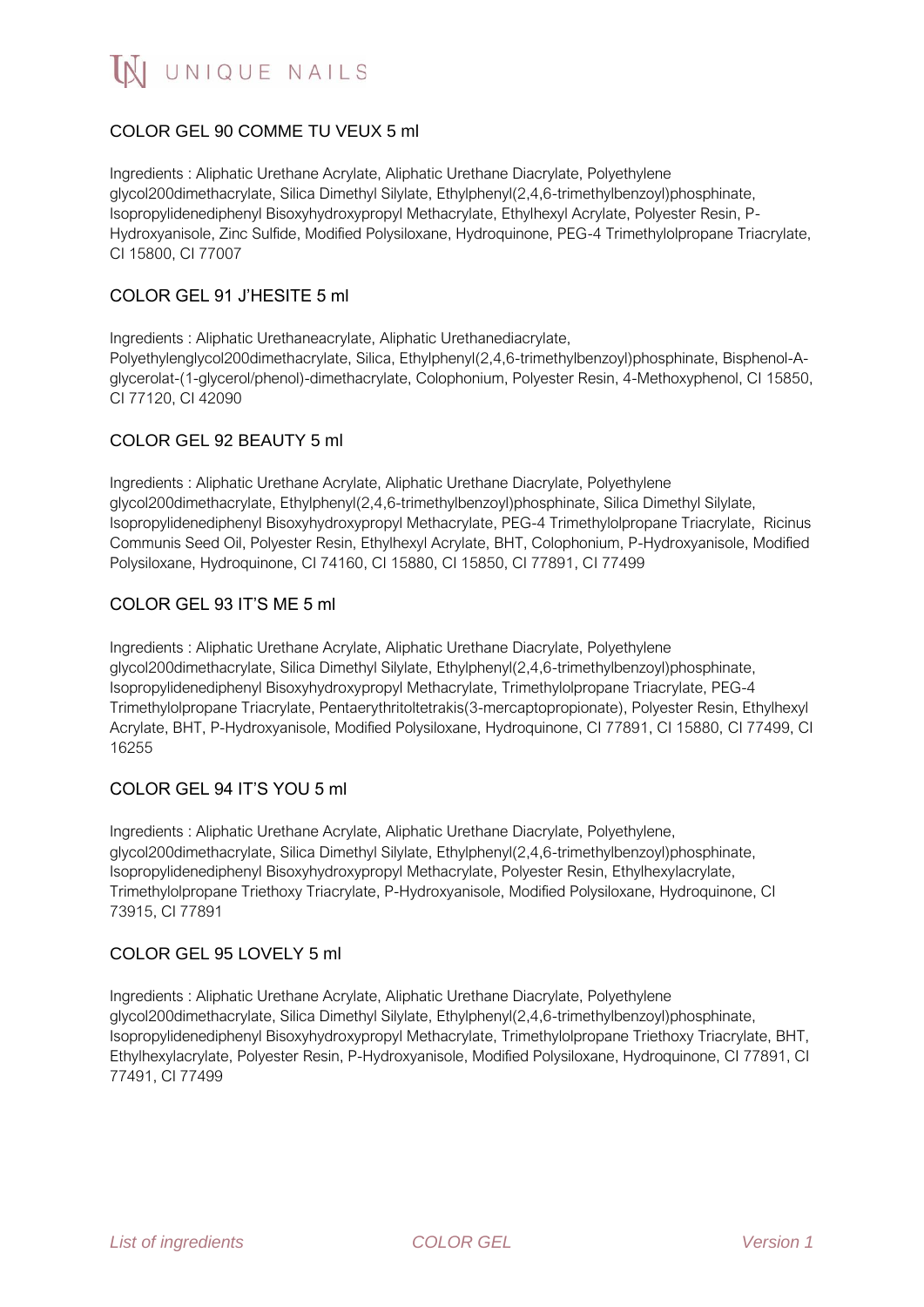## COLOR GEL 90 COMME TU VEUX 5 ml

Ingredients : Aliphatic Urethane Acrylate, Aliphatic Urethane Diacrylate, Polyethylene glycol200dimethacrylate, Silica Dimethyl Silylate, Ethylphenyl(2,4,6-trimethylbenzoyl)phosphinate, Isopropylidenediphenyl Bisoxyhydroxypropyl Methacrylate, Ethylhexyl Acrylate, Polyester Resin, P-Hydroxyanisole, Zinc Sulfide, Modified Polysiloxane, Hydroquinone, PEG-4 Trimethylolpropane Triacrylate, CI 15800, CI 77007

## COLOR GEL 91 J'HESITE 5 ml

Ingredients : Aliphatic Urethaneacrylate, Aliphatic Urethanediacrylate, Polyethylenglycol200dimethacrylate, Silica, Ethylphenyl(2,4,6-trimethylbenzoyl)phosphinate, Bisphenol-A-glycerolat-(1-glycerol/phenol)-dimethacrylate, Colophonium, Polyester Resin, 4-Methoxyphenol, CI 15850, CI 77120, CI 42090

## COLOR GEL 92 BEAUTY 5 ml

Ingredients : Aliphatic Urethane Acrylate, Aliphatic Urethane Diacrylate, Polyethylene glycol200dimethacrylate, Ethylphenyl(2,4,6-trimethylbenzoyl)phosphinate, Silica Dimethyl Silylate, Isopropylidenediphenyl Bisoxyhydroxypropyl Methacrylate, PEG-4 Trimethylolpropane Triacrylate, Ricinus Communis Seed Oil, Polyester Resin, Ethylhexyl Acrylate, BHT, Colophonium, P-Hydroxyanisole, Modified Polysiloxane, Hydroquinone, CI 74160, CI 15880, CI 15850, CI 77891, CI 77499

## COLOR GEL 93 IT'S ME 5 ml

Ingredients : Aliphatic Urethane Acrylate, Aliphatic Urethane Diacrylate, Polyethylene glycol200dimethacrylate, Silica Dimethyl Silylate, Ethylphenyl(2,4,6-trimethylbenzoyl)phosphinate, Isopropylidenediphenyl Bisoxyhydroxypropyl Methacrylate, Trimethylolpropane Triacrylate, PEG-4 Trimethylolpropane Triacrylate, Pentaerythritoltetrakis(3-mercaptopropionate), Polyester Resin, Ethylhexyl Acrylate, BHT, P-Hydroxyanisole, Modified Polysiloxane, Hydroquinone, CI 77891, CI 15880, CI 77499, CI 16255

## COLOR GEL 94 IT'S YOU 5 ml

Ingredients : Aliphatic Urethane Acrylate, Aliphatic Urethane Diacrylate, Polyethylene, glycol200dimethacrylate, Silica Dimethyl Silylate, Ethylphenyl(2,4,6-trimethylbenzoyl)phosphinate, Isopropylidenediphenyl Bisoxyhydroxypropyl Methacrylate, Polyester Resin, Ethylhexylacrylate, Trimethylolpropane Triethoxy Triacrylate, P-Hydroxyanisole, Modified Polysiloxane, Hydroquinone, CI 73915, CI 77891

## COLOR GEL 95 LOVELY 5 ml

Ingredients : Aliphatic Urethane Acrylate, Aliphatic Urethane Diacrylate, Polyethylene glycol200dimethacrylate, Silica Dimethyl Silylate, Ethylphenyl(2,4,6-trimethylbenzoyl)phosphinate, Isopropylidenediphenyl Bisoxyhydroxypropyl Methacrylate, Trimethylolpropane Triethoxy Triacrylate, BHT, Ethylhexylacrylate, Polyester Resin, P-Hydroxyanisole, Modified Polysiloxane, Hydroquinone, CI 77891, CI 77491, CI 77499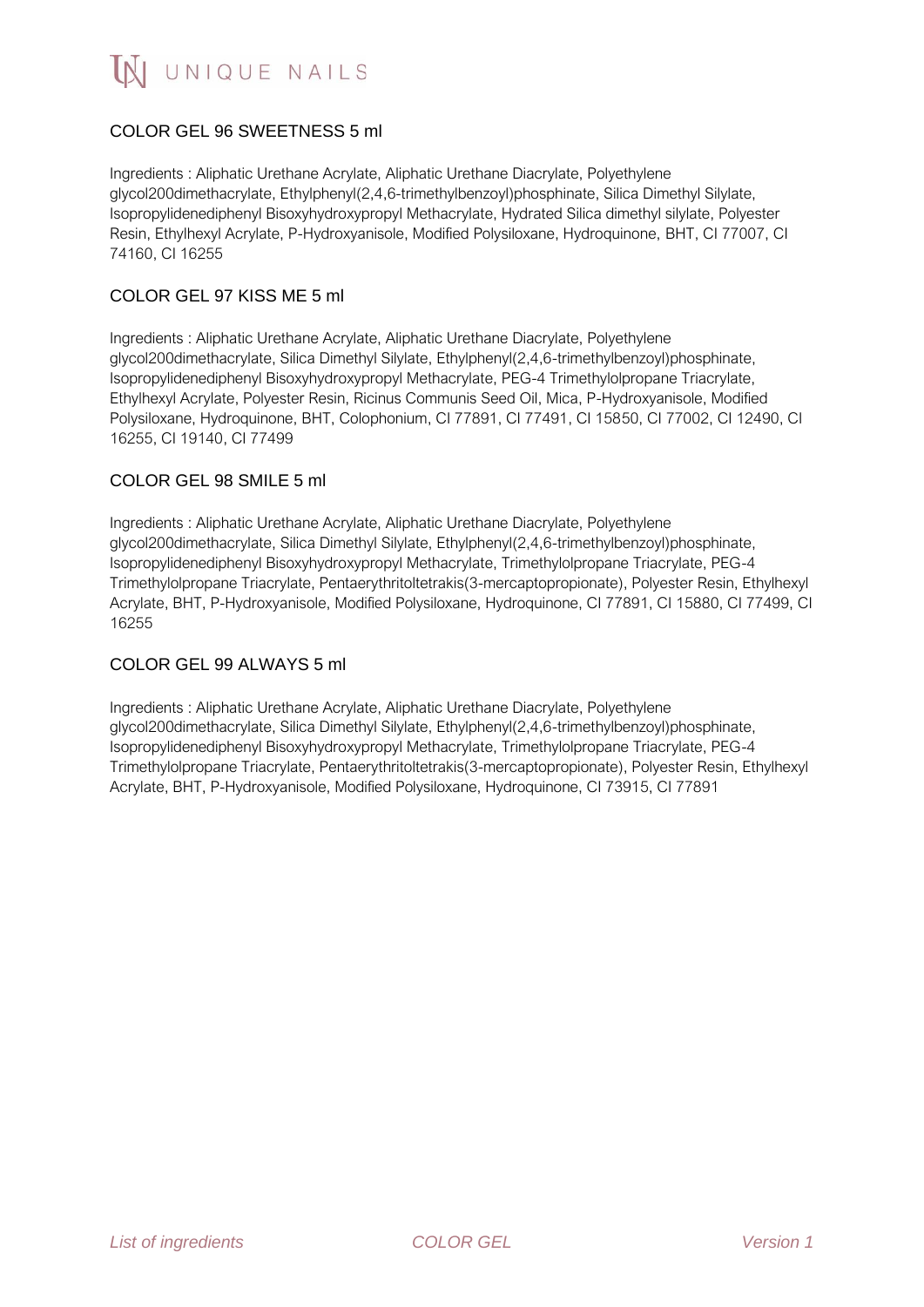## COLOR GEL 96 SWEETNESS 5 ml

Ingredients : Aliphatic Urethane Acrylate, Aliphatic Urethane Diacrylate, Polyethylene glycol200dimethacrylate, Ethylphenyl(2,4,6-trimethylbenzoyl)phosphinate, Silica Dimethyl Silylate, Isopropylidenediphenyl Bisoxyhydroxypropyl Methacrylate, Hydrated Silica dimethyl silylate, Polyester Resin, Ethylhexyl Acrylate, P-Hydroxyanisole, Modified Polysiloxane, Hydroquinone, BHT, CI 77007, CI 74160, CI 16255

## COLOR GEL 97 KISS ME 5 ml

Ingredients : Aliphatic Urethane Acrylate, Aliphatic Urethane Diacrylate, Polyethylene glycol200dimethacrylate, Silica Dimethyl Silylate, Ethylphenyl(2,4,6-trimethylbenzoyl)phosphinate, Isopropylidenediphenyl Bisoxyhydroxypropyl Methacrylate, PEG-4 Trimethylolpropane Triacrylate, Ethylhexyl Acrylate, Polyester Resin, Ricinus Communis Seed Oil, Mica, P-Hydroxyanisole, Modified Polysiloxane, Hydroquinone, BHT, Colophonium, CI 77891, CI 77491, CI 15850, CI 77002, CI 12490, CI 16255, CI 19140, CI 77499

## COLOR GEL 98 SMILE 5 ml

Ingredients : Aliphatic Urethane Acrylate, Aliphatic Urethane Diacrylate, Polyethylene glycol200dimethacrylate, Silica Dimethyl Silylate, Ethylphenyl(2,4,6-trimethylbenzoyl)phosphinate, Isopropylidenediphenyl Bisoxyhydroxypropyl Methacrylate, Trimethylolpropane Triacrylate, PEG-4 Trimethylolpropane Triacrylate, Pentaerythritoltetrakis(3-mercaptopropionate), Polyester Resin, Ethylhexyl Acrylate, BHT, P-Hydroxyanisole, Modified Polysiloxane, Hydroquinone, CI 77891, CI 15880, CI 77499, CI 16255

## COLOR GEL 99 ALWAYS 5 ml

Ingredients : Aliphatic Urethane Acrylate, Aliphatic Urethane Diacrylate, Polyethylene glycol200dimethacrylate, Silica Dimethyl Silylate, Ethylphenyl(2,4,6-trimethylbenzoyl)phosphinate, Isopropylidenediphenyl Bisoxyhydroxypropyl Methacrylate, Trimethylolpropane Triacrylate, PEG-4 Trimethylolpropane Triacrylate, Pentaerythritoltetrakis(3-mercaptopropionate), Polyester Resin, Ethylhexyl Acrylate, BHT, P-Hydroxyanisole, Modified Polysiloxane, Hydroquinone, CI 73915, CI 77891